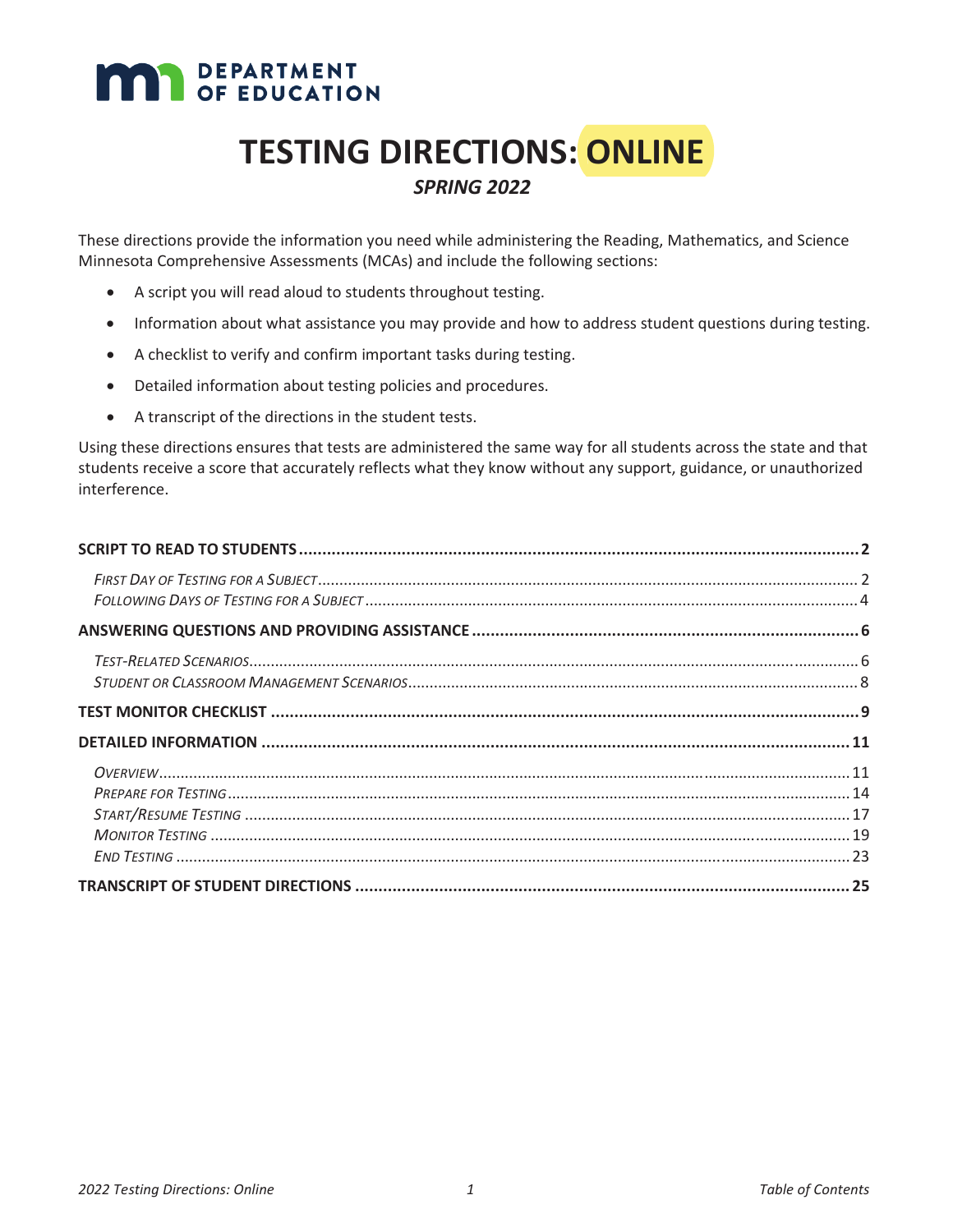DEPARTMENT OF EDUCATION

# TESTING DIRECTIONS: ONLINE

***SPRING 2022***

These directions provide the information you need while administering the Reading, Mathematics, and Science Minnesota Comprehensive Assessments (MCAs) and include the following sections:

- A script you will read aloud to students throughout testing.
- Information about what assistance you may provide and how to address student questions during testing.
- A checklist to verify and confirm important tasks during testing.
- Detailed information about testing policies and procedures.
- A transcript of the directions in the student tests.

Using these directions ensures that tests are administered the same way for all students across the state and that students receive a score that accurately reflects what they know without any support, guidance, or unauthorized interference.

**SCRIPT TO READ TO STUDENTS** ........ **2**

*First Day of Testing for a Subject* ........ 2
*Following Days of Testing for a Subject* ........ 4

**ANSWERING QUESTIONS AND PROVIDING ASSISTANCE** ........ **6**

*Test-Related Scenarios* ........ 6
*Student or Classroom Management Scenarios* ........ 8

**TEST MONITOR CHECKLIST** ........ **9**

**DETAILED INFORMATION** ........ **11**

*Overview* ........ 11
*Prepare for Testing* ........ 14
*Start/Resume Testing* ........ 17
*Monitor Testing* ........ 19
*End Testing* ........ 23

**TRANSCRIPT OF STUDENT DIRECTIONS** ........ **25**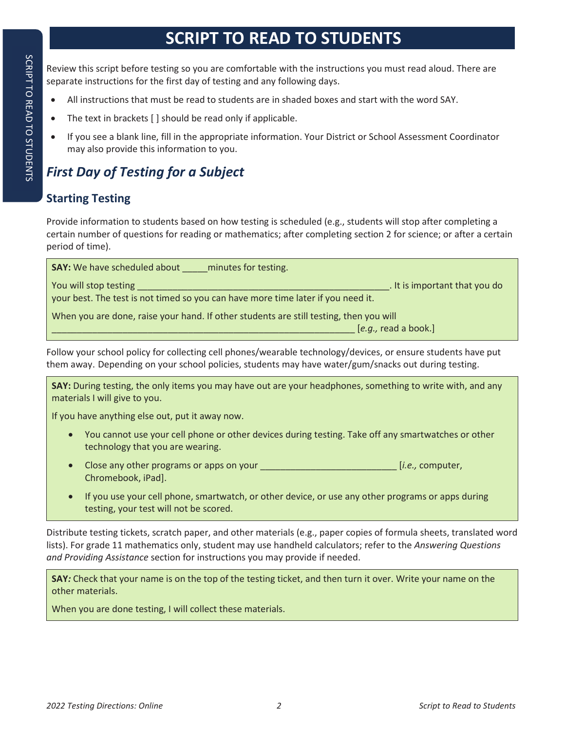# SCRIPT TO READ TO STUDENTS

Review this script before testing so you are comfortable with the instructions you must read aloud. There are separate instructions for the first day of testing and any following days.

- All instructions that must be read to students are in shaded boxes and start with the word SAY.
- The text in brackets [ ] should be read only if applicable.
- If you see a blank line, fill in the appropriate information. Your District or School Assessment Coordinator may also provide this information to you.

## *First Day of Testing for a Subject*

### Starting Testing

Provide information to students based on how testing is scheduled (e.g., students will stop after completing a certain number of questions for reading or mathematics; after completing section 2 for science; or after a certain period of time).

> **SAY:** We have scheduled about _____minutes for testing.
>
> You will stop testing ____________________________________________________. It is important that you do your best. The test is not timed so you can have more time later if you need it.
>
> When you are done, raise your hand. If other students are still testing, then you will _______________________________________________________________ [*e.g.,* read a book.]

Follow your school policy for collecting cell phones/wearable technology/devices, or ensure students have put them away. Depending on your school policies, students may have water/gum/snacks out during testing.

> **SAY:** During testing, the only items you may have out are your headphones, something to write with, and any materials I will give to you.
>
> If you have anything else out, put it away now.
>
> - You cannot use your cell phone or other devices during testing. Take off any smartwatches or other technology that you are wearing.
> - Close any other programs or apps on your ___________________________ [*i.e.,* computer, Chromebook, iPad].
> - If you use your cell phone, smartwatch, or other device, or use any other programs or apps during testing, your test will not be scored.

Distribute testing tickets, scratch paper, and other materials (e.g., paper copies of formula sheets, translated word lists). For grade 11 mathematics only, student may use handheld calculators; refer to the *Answering Questions and Providing Assistance* section for instructions you may provide if needed.

> **SAY***:* Check that your name is on the top of the testing ticket, and then turn it over. Write your name on the other materials.
>
> When you are done testing, I will collect these materials.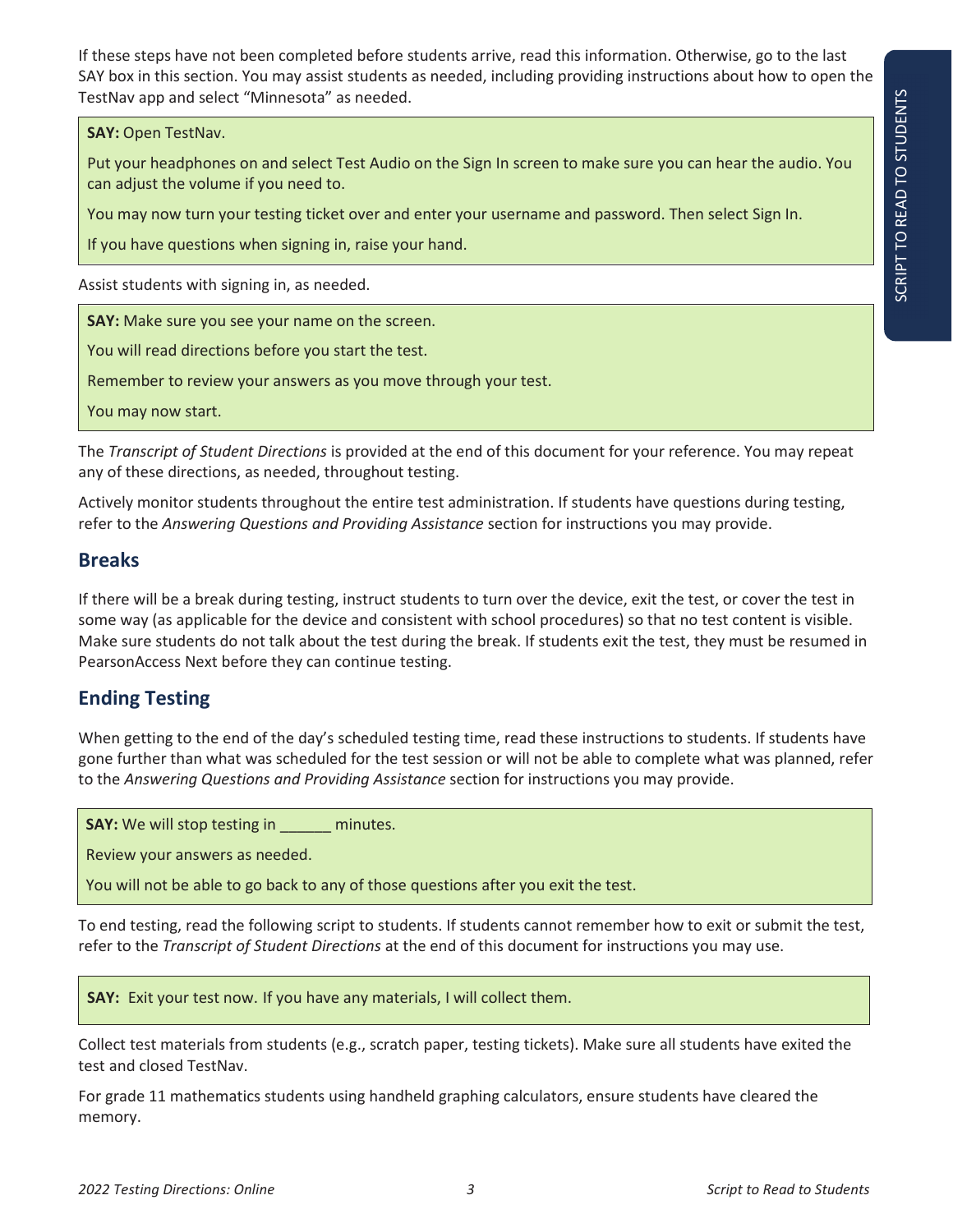If these steps have not been completed before students arrive, read this information. Otherwise, go to the last SAY box in this section. You may assist students as needed, including providing instructions about how to open the TestNav app and select "Minnesota" as needed.

> **SAY:** Open TestNav.
>
> Put your headphones on and select Test Audio on the Sign In screen to make sure you can hear the audio. You can adjust the volume if you need to.
>
> You may now turn your testing ticket over and enter your username and password. Then select Sign In.
>
> If you have questions when signing in, raise your hand.

Assist students with signing in, as needed.

> **SAY:** Make sure you see your name on the screen.
>
> You will read directions before you start the test.
>
> Remember to review your answers as you move through your test.
>
> You may now start.

The *Transcript of Student Directions* is provided at the end of this document for your reference. You may repeat any of these directions, as needed, throughout testing.

Actively monitor students throughout the entire test administration. If students have questions during testing, refer to the *Answering Questions and Providing Assistance* section for instructions you may provide.

## Breaks

If there will be a break during testing, instruct students to turn over the device, exit the test, or cover the test in some way (as applicable for the device and consistent with school procedures) so that no test content is visible. Make sure students do not talk about the test during the break. If students exit the test, they must be resumed in PearsonAccess Next before they can continue testing.

## Ending Testing

When getting to the end of the day's scheduled testing time, read these instructions to students. If students have gone further than what was scheduled for the test session or will not be able to complete what was planned, refer to the *Answering Questions and Providing Assistance* section for instructions you may provide.

> **SAY:** We will stop testing in ______ minutes.
>
> Review your answers as needed.
>
> You will not be able to go back to any of those questions after you exit the test.

To end testing, read the following script to students. If students cannot remember how to exit or submit the test, refer to the *Transcript of Student Directions* at the end of this document for instructions you may use.

> **SAY:** Exit your test now. If you have any materials, I will collect them.

Collect test materials from students (e.g., scratch paper, testing tickets). Make sure all students have exited the test and closed TestNav.

For grade 11 mathematics students using handheld graphing calculators, ensure students have cleared the memory.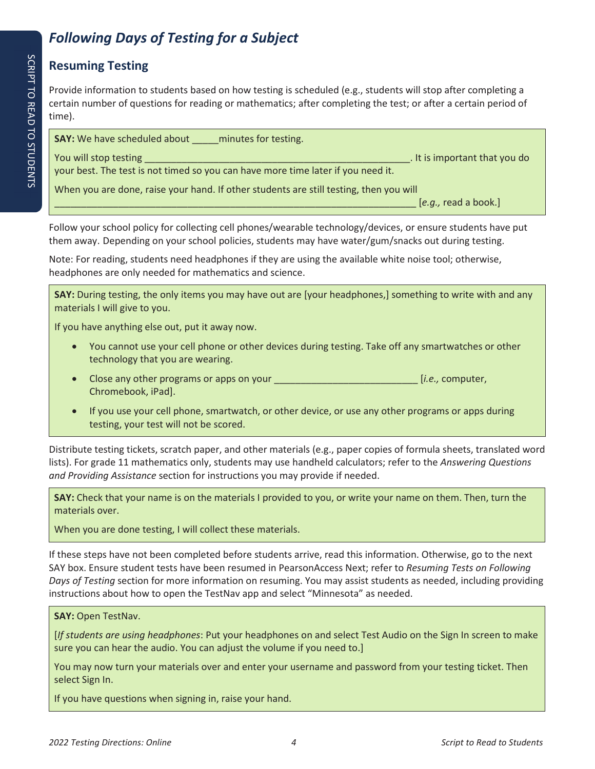## *Following Days of Testing for a Subject*

### Resuming Testing

Provide information to students based on how testing is scheduled (e.g., students will stop after completing a certain number of questions for reading or mathematics; after completing the test; or after a certain period of time).

> **SAY:** We have scheduled about _____minutes for testing.
>
> You will stop testing ____________________________________________________. It is important that you do your best. The test is not timed so you can have more time later if you need it.
>
> When you are done, raise your hand. If other students are still testing, then you will ______________________________________________________________________ [*e.g.,* read a book.]

Follow your school policy for collecting cell phones/wearable technology/devices, or ensure students have put them away. Depending on your school policies, students may have water/gum/snacks out during testing.

Note: For reading, students need headphones if they are using the available white noise tool; otherwise, headphones are only needed for mathematics and science.

> **SAY:** During testing, the only items you may have out are [your headphones,] something to write with and any materials I will give to you.
>
> If you have anything else out, put it away now.
>
> - You cannot use your cell phone or other devices during testing. Take off any smartwatches or other technology that you are wearing.
> - Close any other programs or apps on your ___________________________ [*i.e.,* computer, Chromebook, iPad].
> - If you use your cell phone, smartwatch, or other device, or use any other programs or apps during testing, your test will not be scored.

Distribute testing tickets, scratch paper, and other materials (e.g., paper copies of formula sheets, translated word lists). For grade 11 mathematics only, students may use handheld calculators; refer to the *Answering Questions and Providing Assistance* section for instructions you may provide if needed.

> **SAY:** Check that your name is on the materials I provided to you, or write your name on them. Then, turn the materials over.
>
> When you are done testing, I will collect these materials.

If these steps have not been completed before students arrive, read this information. Otherwise, go to the next SAY box. Ensure student tests have been resumed in PearsonAccess Next; refer to *Resuming Tests on Following Days of Testing* section for more information on resuming. You may assist students as needed, including providing instructions about how to open the TestNav app and select "Minnesota" as needed.

> **SAY:** Open TestNav.
>
> [*If students are using headphones*: Put your headphones on and select Test Audio on the Sign In screen to make sure you can hear the audio. You can adjust the volume if you need to.]
>
> You may now turn your materials over and enter your username and password from your testing ticket. Then select Sign In.
>
> If you have questions when signing in, raise your hand.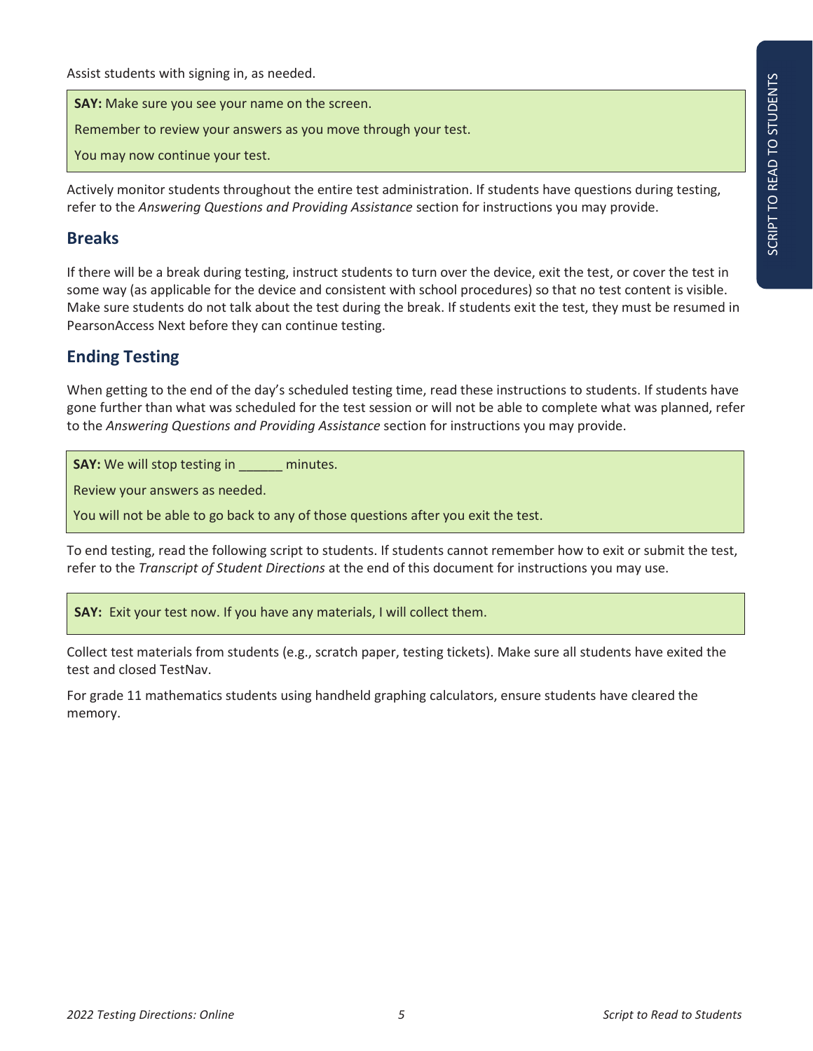Assist students with signing in, as needed.

> **SAY:** Make sure you see your name on the screen.
>
> Remember to review your answers as you move through your test.
>
> You may now continue your test.

Actively monitor students throughout the entire test administration. If students have questions during testing, refer to the *Answering Questions and Providing Assistance* section for instructions you may provide.

## Breaks

If there will be a break during testing, instruct students to turn over the device, exit the test, or cover the test in some way (as applicable for the device and consistent with school procedures) so that no test content is visible. Make sure students do not talk about the test during the break. If students exit the test, they must be resumed in PearsonAccess Next before they can continue testing.

## Ending Testing

When getting to the end of the day's scheduled testing time, read these instructions to students. If students have gone further than what was scheduled for the test session or will not be able to complete what was planned, refer to the *Answering Questions and Providing Assistance* section for instructions you may provide.

> **SAY:** We will stop testing in ______ minutes.
>
> Review your answers as needed.
>
> You will not be able to go back to any of those questions after you exit the test.

To end testing, read the following script to students. If students cannot remember how to exit or submit the test, refer to the *Transcript of Student Directions* at the end of this document for instructions you may use.

> **SAY:** Exit your test now. If you have any materials, I will collect them.

Collect test materials from students (e.g., scratch paper, testing tickets). Make sure all students have exited the test and closed TestNav.

For grade 11 mathematics students using handheld graphing calculators, ensure students have cleared the memory.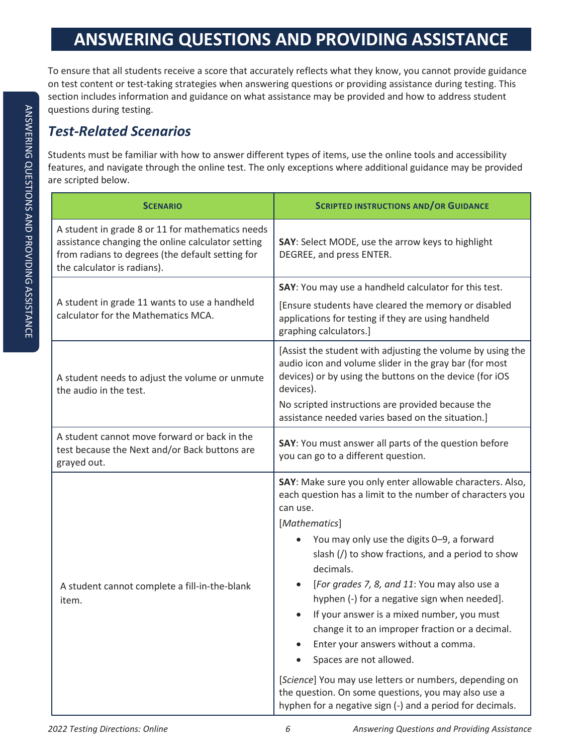# ANSWERING QUESTIONS AND PROVIDING ASSISTANCE

To ensure that all students receive a score that accurately reflects what they know, you cannot provide guidance on test content or test-taking strategies when answering questions or providing assistance during testing. This section includes information and guidance on what assistance may be provided and how to address student questions during testing.

## *Test-Related Scenarios*

Students must be familiar with how to answer different types of items, use the online tools and accessibility features, and navigate through the online test. The only exceptions where additional guidance may be provided are scripted below.

| **Scenario** | **Scripted instructions and/or Guidance** |
|---|---|
| A student in grade 8 or 11 for mathematics needs assistance changing the online calculator setting from radians to degrees (the default setting for the calculator is radians). | **SAY**: Select MODE, use the arrow keys to highlight DEGREE, and press ENTER. |
| A student in grade 11 wants to use a handheld calculator for the Mathematics MCA. | **SAY**: You may use a handheld calculator for this test.<br>[Ensure students have cleared the memory or disabled applications for testing if they are using handheld graphing calculators.] |
| A student needs to adjust the volume or unmute the audio in the test. | [Assist the student with adjusting the volume by using the audio icon and volume slider in the gray bar (for most devices) or by using the buttons on the device (for iOS devices).<br>No scripted instructions are provided because the assistance needed varies based on the situation.] |
| A student cannot move forward or back in the test because the Next and/or Back buttons are grayed out. | **SAY**: You must answer all parts of the question before you can go to a different question. |
| A student cannot complete a fill-in-the-blank item. | **SAY**: Make sure you only enter allowable characters. Also, each question has a limit to the number of characters you can use.<br>[*Mathematics*]<br>• You may only use the digits 0–9, a forward slash (/) to show fractions, and a period to show decimals.<br>• [*For grades 7, 8, and 11*: You may also use a hyphen (-) for a negative sign when needed].<br>• If your answer is a mixed number, you must change it to an improper fraction or a decimal.<br>• Enter your answers without a comma.<br>• Spaces are not allowed.<br>[*Science*] You may use letters or numbers, depending on the question. On some questions, you may also use a hyphen for a negative sign (-) and a period for decimals. |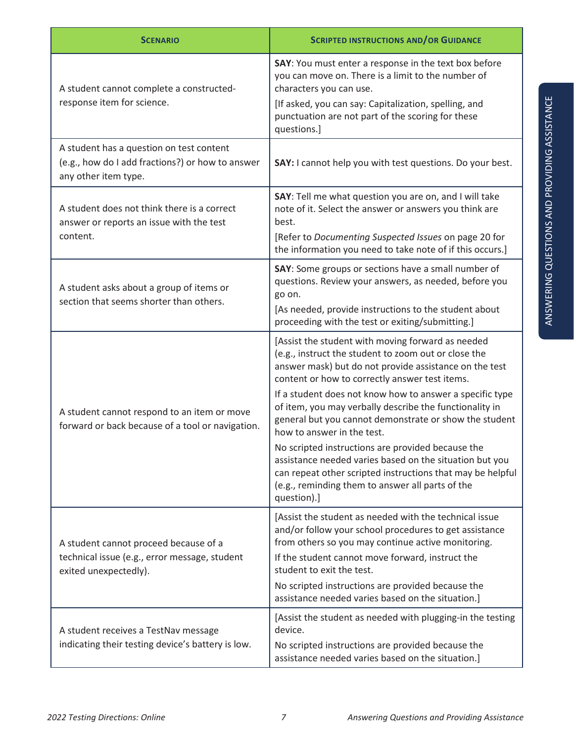| Scenario | Scripted Instructions and/or Guidance |
|---|---|
| A student cannot complete a constructed-response item for science. | **SAY**: You must enter a response in the text box before you can move on. There is a limit to the number of characters you can use.<br>[If asked, you can say: Capitalization, spelling, and punctuation are not part of the scoring for these questions.] |
| A student has a question on test content (e.g., how do I add fractions?) or how to answer any other item type. | **SAY:** I cannot help you with test questions. Do your best. |
| A student does not think there is a correct answer or reports an issue with the test content. | **SAY**: Tell me what question you are on, and I will take note of it. Select the answer or answers you think are best.<br>[Refer to *Documenting Suspected Issues* on page 20 for the information you need to take note of if this occurs.] |
| A student asks about a group of items or section that seems shorter than others. | **SAY**: Some groups or sections have a small number of questions. Review your answers, as needed, before you go on.<br>[As needed, provide instructions to the student about proceeding with the test or exiting/submitting.] |
| A student cannot respond to an item or move forward or back because of a tool or navigation. | [Assist the student with moving forward as needed (e.g., instruct the student to zoom out or close the answer mask) but do not provide assistance on the test content or how to correctly answer test items.<br>If a student does not know how to answer a specific type of item, you may verbally describe the functionality in general but you cannot demonstrate or show the student how to answer in the test.<br>No scripted instructions are provided because the assistance needed varies based on the situation but you can repeat other scripted instructions that may be helpful (e.g., reminding them to answer all parts of the question).] |
| A student cannot proceed because of a technical issue (e.g., error message, student exited unexpectedly). | [Assist the student as needed with the technical issue and/or follow your school procedures to get assistance from others so you may continue active monitoring.<br>If the student cannot move forward, instruct the student to exit the test.<br>No scripted instructions are provided because the assistance needed varies based on the situation.] |
| A student receives a TestNav message indicating their testing device's battery is low. | [Assist the student as needed with plugging-in the testing device.<br>No scripted instructions are provided because the assistance needed varies based on the situation.] |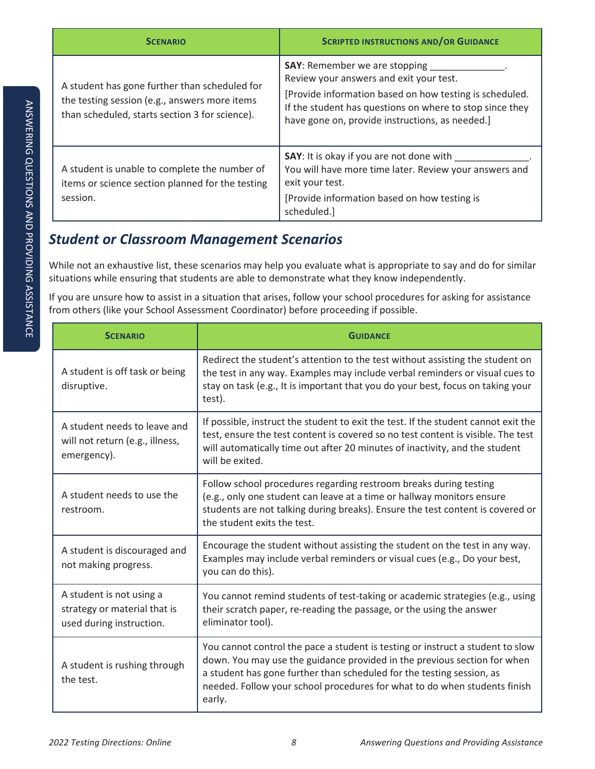| Scenario | Scripted Instructions and/or Guidance |
| --- | --- |
| A student has gone further than scheduled for the testing session (e.g., answers more items than scheduled, starts section 3 for science). | **SAY**: Remember we are stopping ______________. Review your answers and exit your test. [Provide information based on how testing is scheduled. If the student has questions on where to stop since they have gone on, provide instructions, as needed.] |
| A student is unable to complete the number of items or science section planned for the testing session. | **SAY**: It is okay if you are not done with _____________. You will have more time later. Review your answers and exit your test. [Provide information based on how testing is scheduled.] |

## *Student or Classroom Management Scenarios*

While not an exhaustive list, these scenarios may help you evaluate what is appropriate to say and do for similar situations while ensuring that students are able to demonstrate what they know independently.

If you are unsure how to assist in a situation that arises, follow your school procedures for asking for assistance from others (like your School Assessment Coordinator) before proceeding if possible.

| Scenario | Guidance |
| --- | --- |
| A student is off task or being disruptive. | Redirect the student's attention to the test without assisting the student on the test in any way. Examples may include verbal reminders or visual cues to stay on task (e.g., It is important that you do your best, focus on taking your test). |
| A student needs to leave and will not return (e.g., illness, emergency). | If possible, instruct the student to exit the test. If the student cannot exit the test, ensure the test content is covered so no test content is visible. The test will automatically time out after 20 minutes of inactivity, and the student will be exited. |
| A student needs to use the restroom. | Follow school procedures regarding restroom breaks during testing (e.g., only one student can leave at a time or hallway monitors ensure students are not talking during breaks). Ensure the test content is covered or the student exits the test. |
| A student is discouraged and not making progress. | Encourage the student without assisting the student on the test in any way. Examples may include verbal reminders or visual cues (e.g., Do your best, you can do this). |
| A student is not using a strategy or material that is used during instruction. | You cannot remind students of test-taking or academic strategies (e.g., using their scratch paper, re-reading the passage, or the using the answer eliminator tool). |
| A student is rushing through the test. | You cannot control the pace a student is testing or instruct a student to slow down. You may use the guidance provided in the previous section for when a student has gone further than scheduled for the testing session, as needed. Follow your school procedures for what to do when students finish early. |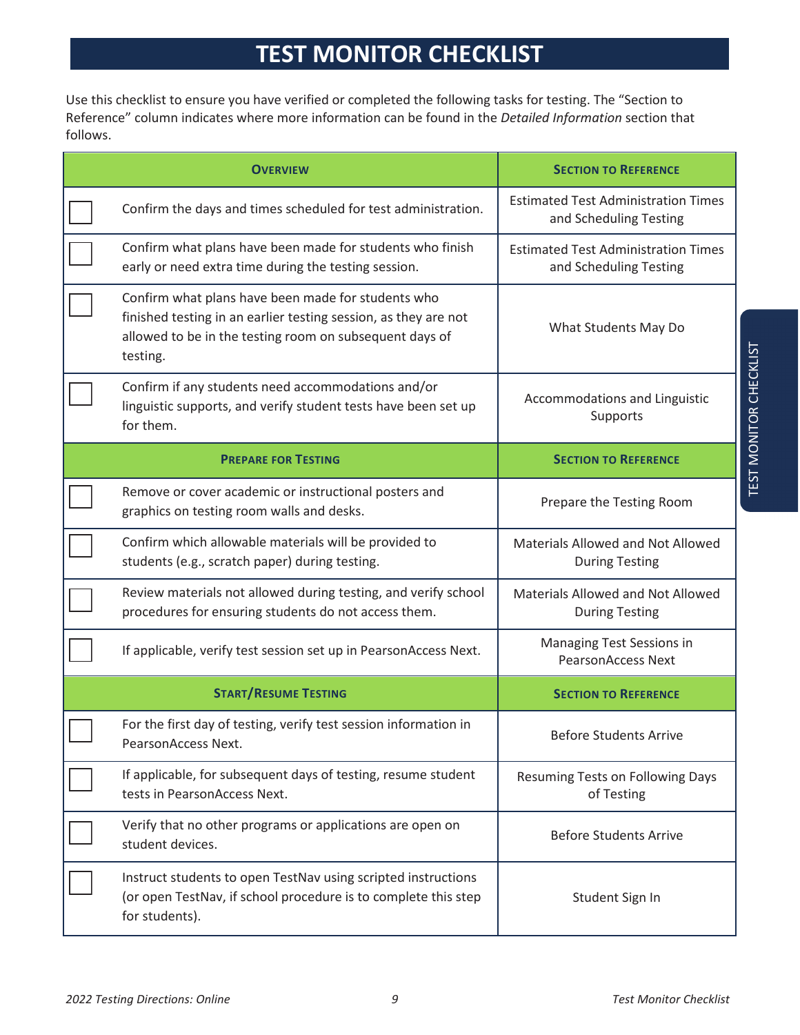# TEST MONITOR CHECKLIST

Use this checklist to ensure you have verified or completed the following tasks for testing. The "Section to Reference" column indicates where more information can be found in the *Detailed Information* section that follows.

| | Overview | Section to Reference |
|---|---|---|
| ☐ | Confirm the days and times scheduled for test administration. | Estimated Test Administration Times and Scheduling Testing |
| ☐ | Confirm what plans have been made for students who finish early or need extra time during the testing session. | Estimated Test Administration Times and Scheduling Testing |
| ☐ | Confirm what plans have been made for students who finished testing in an earlier testing session, as they are not allowed to be in the testing room on subsequent days of testing. | What Students May Do |
| ☐ | Confirm if any students need accommodations and/or linguistic supports, and verify student tests have been set up for them. | Accommodations and Linguistic Supports |
| | **Prepare for Testing** | **Section to Reference** |
| ☐ | Remove or cover academic or instructional posters and graphics on testing room walls and desks. | Prepare the Testing Room |
| ☐ | Confirm which allowable materials will be provided to students (e.g., scratch paper) during testing. | Materials Allowed and Not Allowed During Testing |
| ☐ | Review materials not allowed during testing, and verify school procedures for ensuring students do not access them. | Materials Allowed and Not Allowed During Testing |
| ☐ | If applicable, verify test session set up in PearsonAccess Next. | Managing Test Sessions in PearsonAccess Next |
| | **Start/Resume Testing** | **Section to Reference** |
| ☐ | For the first day of testing, verify test session information in PearsonAccess Next. | Before Students Arrive |
| ☐ | If applicable, for subsequent days of testing, resume student tests in PearsonAccess Next. | Resuming Tests on Following Days of Testing |
| ☐ | Verify that no other programs or applications are open on student devices. | Before Students Arrive |
| ☐ | Instruct students to open TestNav using scripted instructions (or open TestNav, if school procedure is to complete this step for students). | Student Sign In |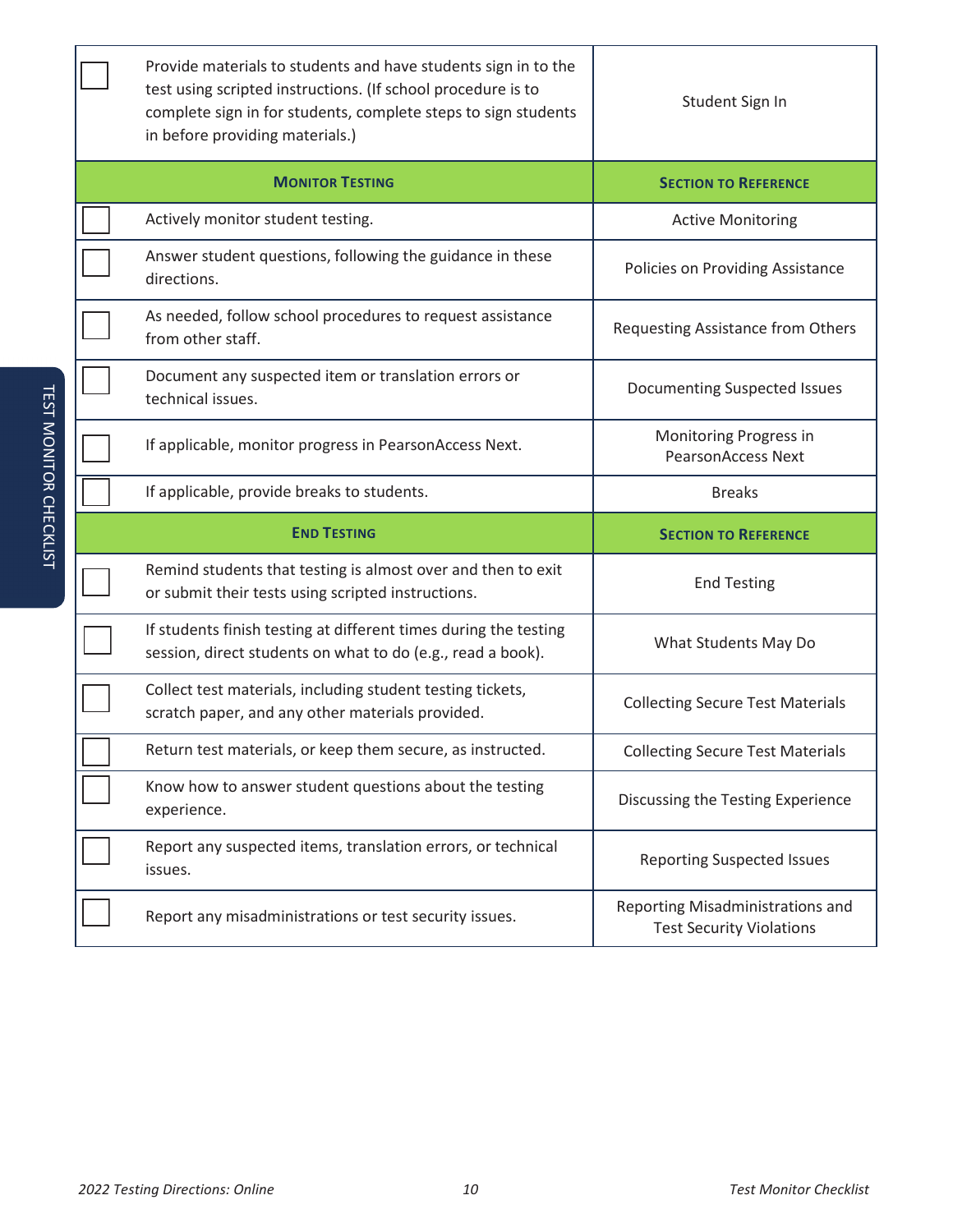| | | |
|---|---|---|
| ☐ | Provide materials to students and have students sign in to the test using scripted instructions. (If school procedure is to complete sign in for students, complete steps to sign students in before providing materials.) | Student Sign In |
| | **MONITOR TESTING** | **SECTION TO REFERENCE** |
| ☐ | Actively monitor student testing. | Active Monitoring |
| ☐ | Answer student questions, following the guidance in these directions. | Policies on Providing Assistance |
| ☐ | As needed, follow school procedures to request assistance from other staff. | Requesting Assistance from Others |
| ☐ | Document any suspected item or translation errors or technical issues. | Documenting Suspected Issues |
| ☐ | If applicable, monitor progress in PearsonAccess Next. | Monitoring Progress in PearsonAccess Next |
| ☐ | If applicable, provide breaks to students. | Breaks |
| | **END TESTING** | **SECTION TO REFERENCE** |
| ☐ | Remind students that testing is almost over and then to exit or submit their tests using scripted instructions. | End Testing |
| ☐ | If students finish testing at different times during the testing session, direct students on what to do (e.g., read a book). | What Students May Do |
| ☐ | Collect test materials, including student testing tickets, scratch paper, and any other materials provided. | Collecting Secure Test Materials |
| ☐ | Return test materials, or keep them secure, as instructed. | Collecting Secure Test Materials |
| ☐ | Know how to answer student questions about the testing experience. | Discussing the Testing Experience |
| ☐ | Report any suspected items, translation errors, or technical issues. | Reporting Suspected Issues |
| ☐ | Report any misadministrations or test security issues. | Reporting Misadministrations and Test Security Violations |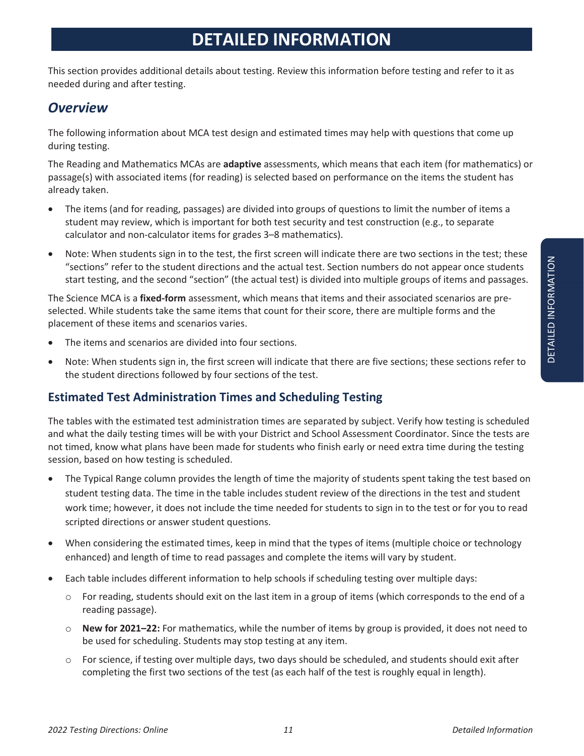# DETAILED INFORMATION

This section provides additional details about testing. Review this information before testing and refer to it as needed during and after testing.

## *Overview*

The following information about MCA test design and estimated times may help with questions that come up during testing.

The Reading and Mathematics MCAs are **adaptive** assessments, which means that each item (for mathematics) or passage(s) with associated items (for reading) is selected based on performance on the items the student has already taken.

- The items (and for reading, passages) are divided into groups of questions to limit the number of items a student may review, which is important for both test security and test construction (e.g., to separate calculator and non-calculator items for grades 3–8 mathematics).
- Note: When students sign in to the test, the first screen will indicate there are two sections in the test; these "sections" refer to the student directions and the actual test. Section numbers do not appear once students start testing, and the second "section" (the actual test) is divided into multiple groups of items and passages.

The Science MCA is a **fixed-form** assessment, which means that items and their associated scenarios are pre-selected. While students take the same items that count for their score, there are multiple forms and the placement of these items and scenarios varies.

- The items and scenarios are divided into four sections.
- Note: When students sign in, the first screen will indicate that there are five sections; these sections refer to the student directions followed by four sections of the test.

### Estimated Test Administration Times and Scheduling Testing

The tables with the estimated test administration times are separated by subject. Verify how testing is scheduled and what the daily testing times will be with your District and School Assessment Coordinator. Since the tests are not timed, know what plans have been made for students who finish early or need extra time during the testing session, based on how testing is scheduled.

- The Typical Range column provides the length of time the majority of students spent taking the test based on student testing data. The time in the table includes student review of the directions in the test and student work time; however, it does not include the time needed for students to sign in to the test or for you to read scripted directions or answer student questions.
- When considering the estimated times, keep in mind that the types of items (multiple choice or technology enhanced) and length of time to read passages and complete the items will vary by student.
- Each table includes different information to help schools if scheduling testing over multiple days:
  - For reading, students should exit on the last item in a group of items (which corresponds to the end of a reading passage).
  - **New for 2021–22:** For mathematics, while the number of items by group is provided, it does not need to be used for scheduling. Students may stop testing at any item.
  - For science, if testing over multiple days, two days should be scheduled, and students should exit after completing the first two sections of the test (as each half of the test is roughly equal in length).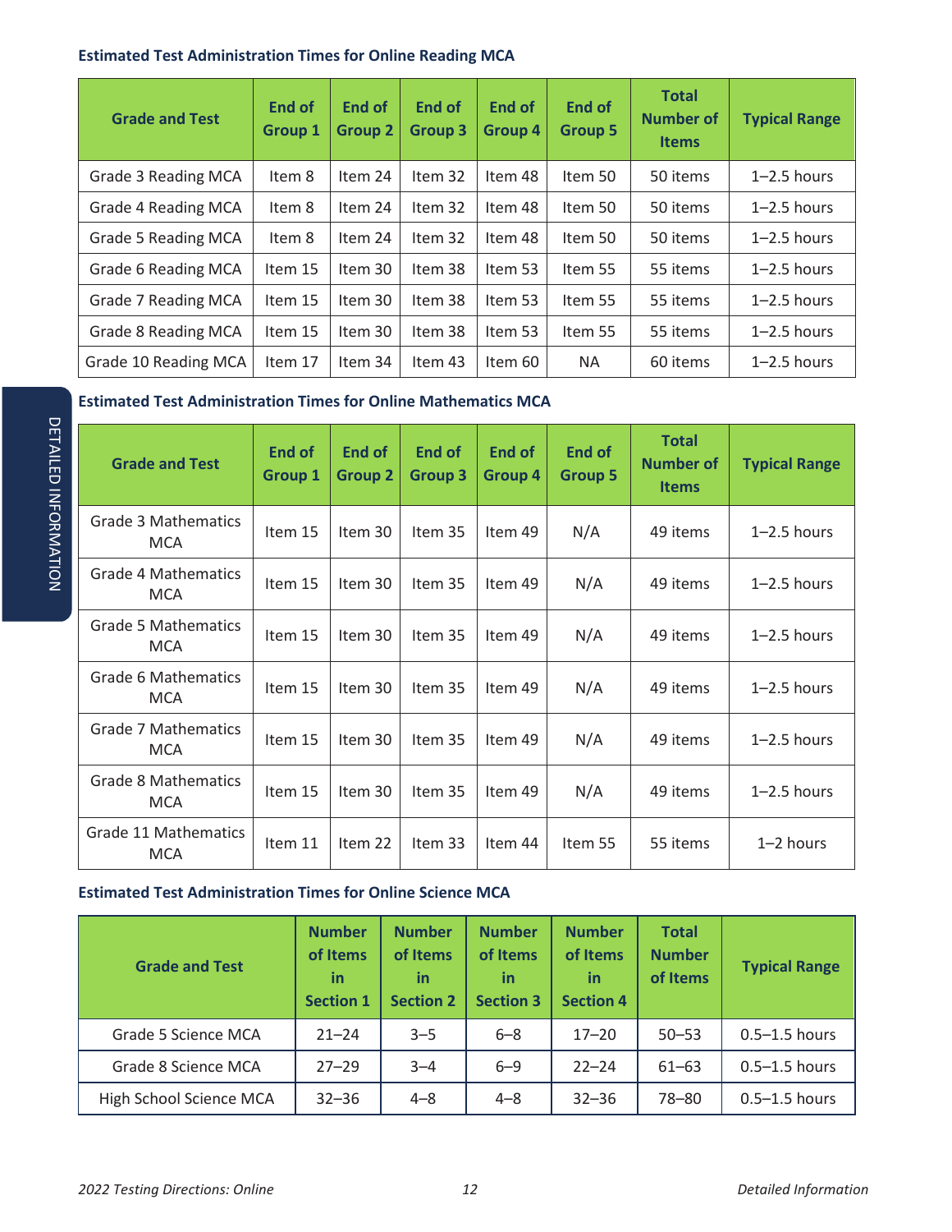### Estimated Test Administration Times for Online Reading MCA

| Grade and Test | End of Group 1 | End of Group 2 | End of Group 3 | End of Group 4 | End of Group 5 | Total Number of Items | Typical Range |
|---|---|---|---|---|---|---|---|
| Grade 3 Reading MCA | Item 8 | Item 24 | Item 32 | Item 48 | Item 50 | 50 items | 1–2.5 hours |
| Grade 4 Reading MCA | Item 8 | Item 24 | Item 32 | Item 48 | Item 50 | 50 items | 1–2.5 hours |
| Grade 5 Reading MCA | Item 8 | Item 24 | Item 32 | Item 48 | Item 50 | 50 items | 1–2.5 hours |
| Grade 6 Reading MCA | Item 15 | Item 30 | Item 38 | Item 53 | Item 55 | 55 items | 1–2.5 hours |
| Grade 7 Reading MCA | Item 15 | Item 30 | Item 38 | Item 53 | Item 55 | 55 items | 1–2.5 hours |
| Grade 8 Reading MCA | Item 15 | Item 30 | Item 38 | Item 53 | Item 55 | 55 items | 1–2.5 hours |
| Grade 10 Reading MCA | Item 17 | Item 34 | Item 43 | Item 60 | NA | 60 items | 1–2.5 hours |

### Estimated Test Administration Times for Online Mathematics MCA

| Grade and Test | End of Group 1 | End of Group 2 | End of Group 3 | End of Group 4 | End of Group 5 | Total Number of Items | Typical Range |
|---|---|---|---|---|---|---|---|
| Grade 3 Mathematics MCA | Item 15 | Item 30 | Item 35 | Item 49 | N/A | 49 items | 1–2.5 hours |
| Grade 4 Mathematics MCA | Item 15 | Item 30 | Item 35 | Item 49 | N/A | 49 items | 1–2.5 hours |
| Grade 5 Mathematics MCA | Item 15 | Item 30 | Item 35 | Item 49 | N/A | 49 items | 1–2.5 hours |
| Grade 6 Mathematics MCA | Item 15 | Item 30 | Item 35 | Item 49 | N/A | 49 items | 1–2.5 hours |
| Grade 7 Mathematics MCA | Item 15 | Item 30 | Item 35 | Item 49 | N/A | 49 items | 1–2.5 hours |
| Grade 8 Mathematics MCA | Item 15 | Item 30 | Item 35 | Item 49 | N/A | 49 items | 1–2.5 hours |
| Grade 11 Mathematics MCA | Item 11 | Item 22 | Item 33 | Item 44 | Item 55 | 55 items | 1–2 hours |

### Estimated Test Administration Times for Online Science MCA

| Grade and Test | Number of Items in Section 1 | Number of Items in Section 2 | Number of Items in Section 3 | Number of Items in Section 4 | Total Number of Items | Typical Range |
|---|---|---|---|---|---|---|
| Grade 5 Science MCA | 21–24 | 3–5 | 6–8 | 17–20 | 50–53 | 0.5–1.5 hours |
| Grade 8 Science MCA | 27–29 | 3–4 | 6–9 | 22–24 | 61–63 | 0.5–1.5 hours |
| High School Science MCA | 32–36 | 4–8 | 4–8 | 32–36 | 78–80 | 0.5–1.5 hours |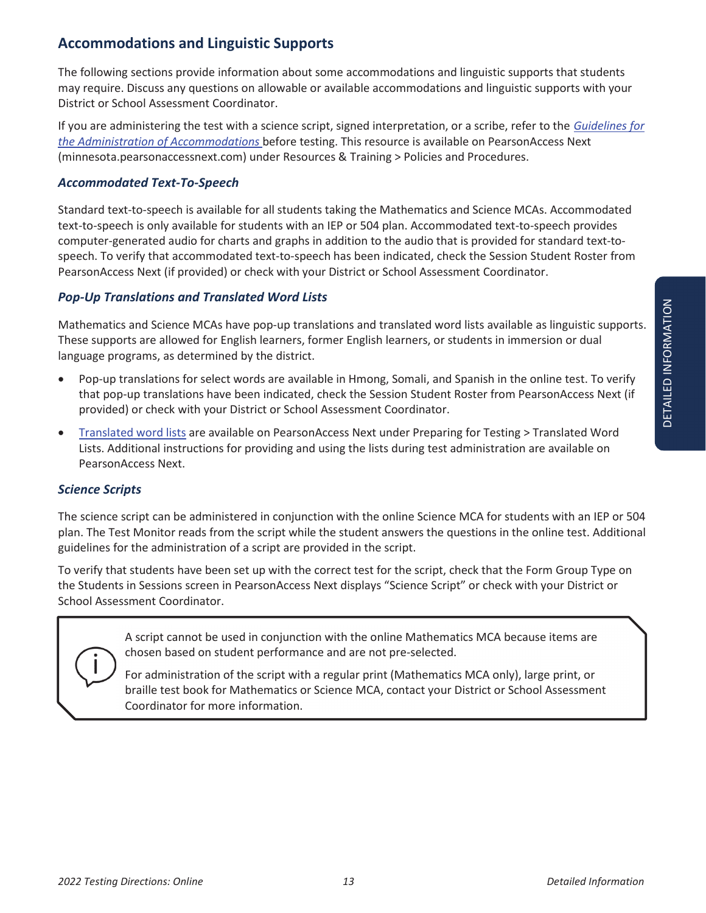## Accommodations and Linguistic Supports

The following sections provide information about some accommodations and linguistic supports that students may require. Discuss any questions on allowable or available accommodations and linguistic supports with your District or School Assessment Coordinator.

If you are administering the test with a science script, signed interpretation, or a scribe, refer to the *Guidelines for the Administration of Accommodations* before testing. This resource is available on PearsonAccess Next (minnesota.pearsonaccessnext.com) under Resources & Training > Policies and Procedures.

### *Accommodated Text-To-Speech*

Standard text-to-speech is available for all students taking the Mathematics and Science MCAs. Accommodated text-to-speech is only available for students with an IEP or 504 plan. Accommodated text-to-speech provides computer-generated audio for charts and graphs in addition to the audio that is provided for standard text-to-speech. To verify that accommodated text-to-speech has been indicated, check the Session Student Roster from PearsonAccess Next (if provided) or check with your District or School Assessment Coordinator.

### *Pop-Up Translations and Translated Word Lists*

Mathematics and Science MCAs have pop-up translations and translated word lists available as linguistic supports. These supports are allowed for English learners, former English learners, or students in immersion or dual language programs, as determined by the district.

- Pop-up translations for select words are available in Hmong, Somali, and Spanish in the online test. To verify that pop-up translations have been indicated, check the Session Student Roster from PearsonAccess Next (if provided) or check with your District or School Assessment Coordinator.
- Translated word lists are available on PearsonAccess Next under Preparing for Testing > Translated Word Lists. Additional instructions for providing and using the lists during test administration are available on PearsonAccess Next.

### *Science Scripts*

The science script can be administered in conjunction with the online Science MCA for students with an IEP or 504 plan. The Test Monitor reads from the script while the student answers the questions in the online test. Additional guidelines for the administration of a script are provided in the script.

To verify that students have been set up with the correct test for the script, check that the Form Group Type on the Students in Sessions screen in PearsonAccess Next displays "Science Script" or check with your District or School Assessment Coordinator.

> A script cannot be used in conjunction with the online Mathematics MCA because items are chosen based on student performance and are not pre-selected.
>
> For administration of the script with a regular print (Mathematics MCA only), large print, or braille test book for Mathematics or Science MCA, contact your District or School Assessment Coordinator for more information.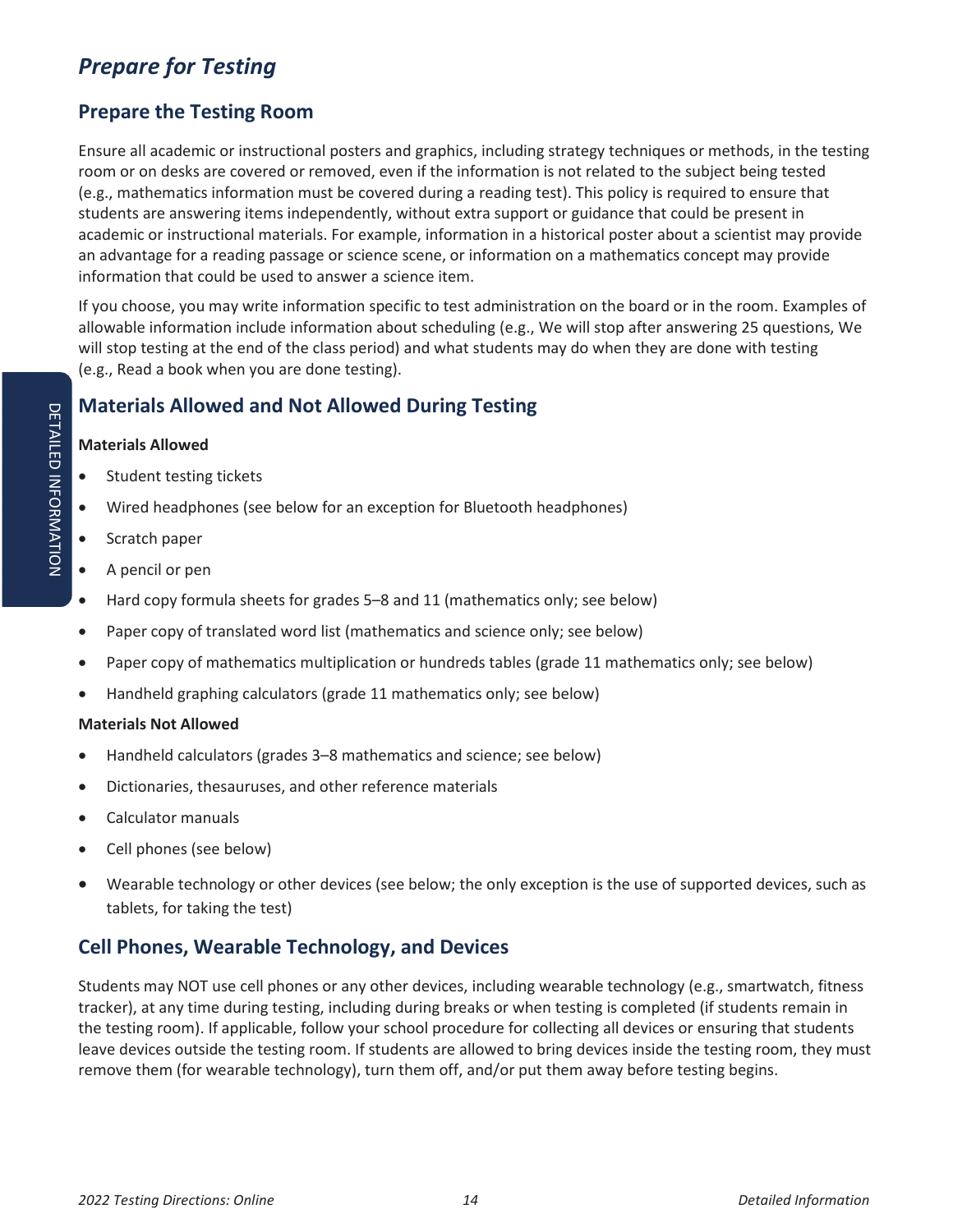## *Prepare for Testing*

### Prepare the Testing Room

Ensure all academic or instructional posters and graphics, including strategy techniques or methods, in the testing room or on desks are covered or removed, even if the information is not related to the subject being tested (e.g., mathematics information must be covered during a reading test). This policy is required to ensure that students are answering items independently, without extra support or guidance that could be present in academic or instructional materials. For example, information in a historical poster about a scientist may provide an advantage for a reading passage or science scene, or information on a mathematics concept may provide information that could be used to answer a science item.

If you choose, you may write information specific to test administration on the board or in the room. Examples of allowable information include information about scheduling (e.g., We will stop after answering 25 questions, We will stop testing at the end of the class period) and what students may do when they are done with testing (e.g., Read a book when you are done testing).

### Materials Allowed and Not Allowed During Testing

**Materials Allowed**

- Student testing tickets
- Wired headphones (see below for an exception for Bluetooth headphones)
- Scratch paper
- A pencil or pen
- Hard copy formula sheets for grades 5–8 and 11 (mathematics only; see below)
- Paper copy of translated word list (mathematics and science only; see below)
- Paper copy of mathematics multiplication or hundreds tables (grade 11 mathematics only; see below)
- Handheld graphing calculators (grade 11 mathematics only; see below)

**Materials Not Allowed**

- Handheld calculators (grades 3–8 mathematics and science; see below)
- Dictionaries, thesauruses, and other reference materials
- Calculator manuals
- Cell phones (see below)
- Wearable technology or other devices (see below; the only exception is the use of supported devices, such as tablets, for taking the test)

### Cell Phones, Wearable Technology, and Devices

Students may NOT use cell phones or any other devices, including wearable technology (e.g., smartwatch, fitness tracker), at any time during testing, including during breaks or when testing is completed (if students remain in the testing room). If applicable, follow your school procedure for collecting all devices or ensuring that students leave devices outside the testing room. If students are allowed to bring devices inside the testing room, they must remove them (for wearable technology), turn them off, and/or put them away before testing begins.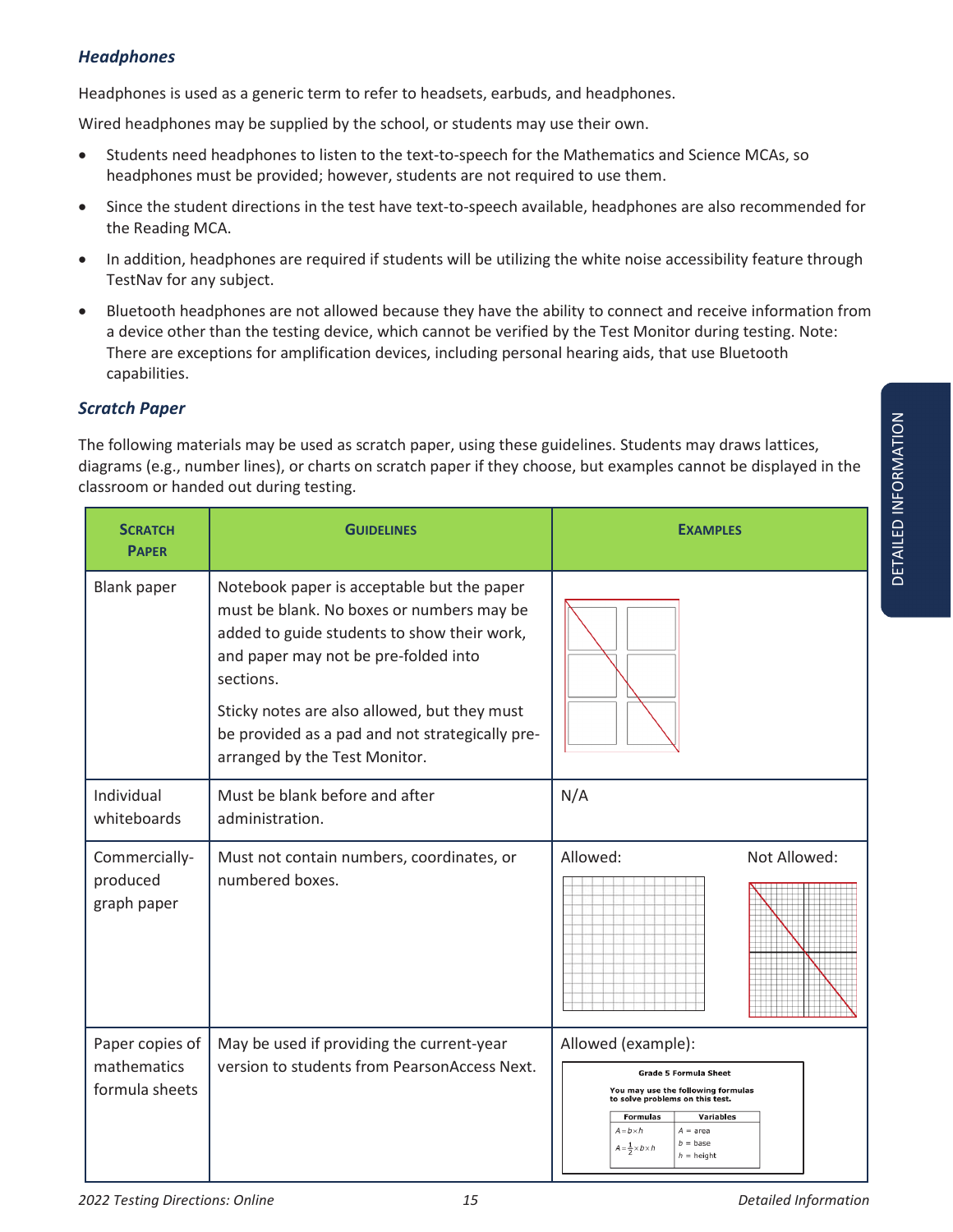### *Headphones*

Headphones is used as a generic term to refer to headsets, earbuds, and headphones.

Wired headphones may be supplied by the school, or students may use their own.

- Students need headphones to listen to the text-to-speech for the Mathematics and Science MCAs, so headphones must be provided; however, students are not required to use them.
- Since the student directions in the test have text-to-speech available, headphones are also recommended for the Reading MCA.
- In addition, headphones are required if students will be utilizing the white noise accessibility feature through TestNav for any subject.
- Bluetooth headphones are not allowed because they have the ability to connect and receive information from a device other than the testing device, which cannot be verified by the Test Monitor during testing. Note: There are exceptions for amplification devices, including personal hearing aids, that use Bluetooth capabilities.

### *Scratch Paper*

The following materials may be used as scratch paper, using these guidelines. Students may draws lattices, diagrams (e.g., number lines), or charts on scratch paper if they choose, but examples cannot be displayed in the classroom or handed out during testing.

| Scratch Paper | Guidelines | Examples |
|---|---|---|
| Blank paper | Notebook paper is acceptable but the paper must be blank. No boxes or numbers may be added to guide students to show their work, and paper may not be pre-folded into sections.<br><br>Sticky notes are also allowed, but they must be provided as a pad and not strategically pre-arranged by the Test Monitor. | |
| Individual whiteboards | Must be blank before and after administration. | N/A |
| Commercially-produced graph paper | Must not contain numbers, coordinates, or numbered boxes. | Allowed: Not Allowed: |
| Paper copies of mathematics formula sheets | May be used if providing the current-year version to students from PearsonAccess Next. | Allowed (example): Grade 5 Formula Sheet. You may use the following formulas to solve problems on this test. Formulas: $A = b \times h$, $A = \frac{1}{2} \times b \times h$. Variables: $A$ = area, $b$ = base, $h$ = height |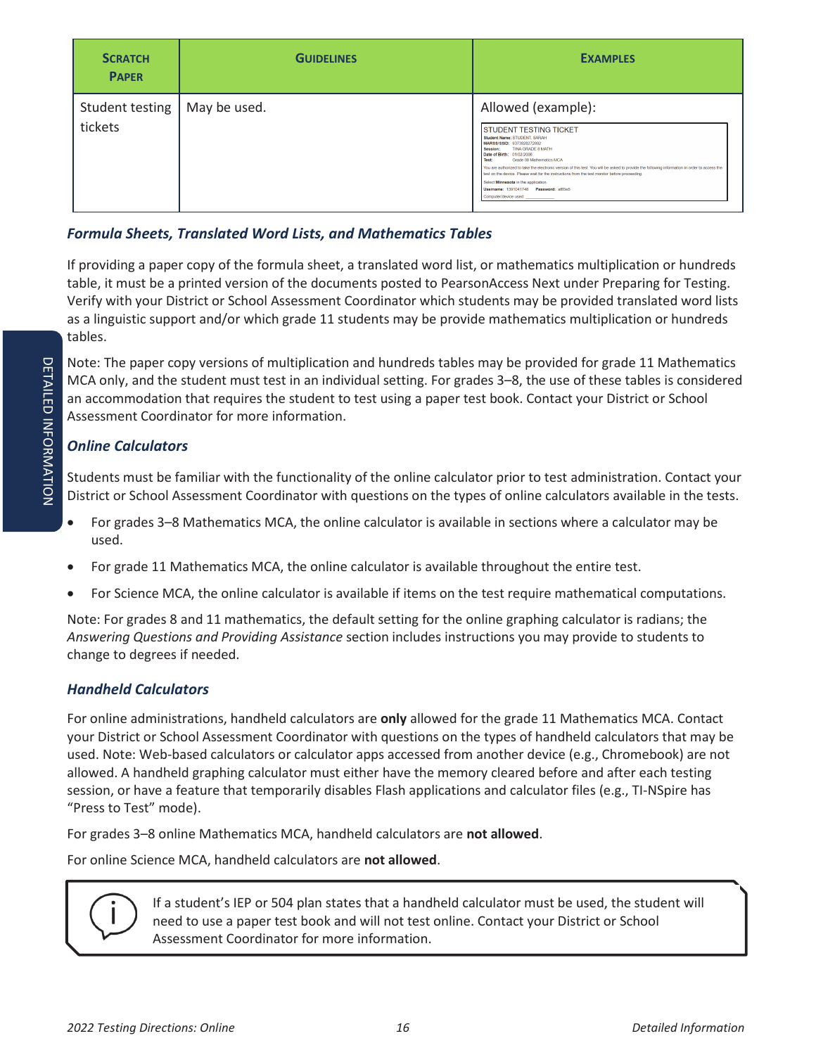| Scratch Paper | Guidelines | Examples |
|---|---|---|
| Student testing tickets | May be used. | Allowed (example): STUDENT TESTING TICKET Student Name: STUDENT, SARAH MARSS/SSID: 9373928272892 Session: TINA GRADE 8 MATH Date of Birth: 01/02/2006 Test: Grade 08 Mathematics MCA You are authorized to take the electronic version of this test. You will be asked to provide the following information in order to access the test on the device. Please wait for the instructions from the test monitor before proceeding. Select Minnesota in the application. Username: 1391041748 Password: af85e5 Computer/device used: ________ |

### *Formula Sheets, Translated Word Lists, and Mathematics Tables*

If providing a paper copy of the formula sheet, a translated word list, or mathematics multiplication or hundreds table, it must be a printed version of the documents posted to PearsonAccess Next under Preparing for Testing. Verify with your District or School Assessment Coordinator which students may be provided translated word lists as a linguistic support and/or which grade 11 students may be provide mathematics multiplication or hundreds tables.

Note: The paper copy versions of multiplication and hundreds tables may be provided for grade 11 Mathematics MCA only, and the student must test in an individual setting. For grades 3–8, the use of these tables is considered an accommodation that requires the student to test using a paper test book. Contact your District or School Assessment Coordinator for more information.

### *Online Calculators*

Students must be familiar with the functionality of the online calculator prior to test administration. Contact your District or School Assessment Coordinator with questions on the types of online calculators available in the tests.

- For grades 3–8 Mathematics MCA, the online calculator is available in sections where a calculator may be used.
- For grade 11 Mathematics MCA, the online calculator is available throughout the entire test.
- For Science MCA, the online calculator is available if items on the test require mathematical computations.

Note: For grades 8 and 11 mathematics, the default setting for the online graphing calculator is radians; the *Answering Questions and Providing Assistance* section includes instructions you may provide to students to change to degrees if needed.

### *Handheld Calculators*

For online administrations, handheld calculators are **only** allowed for the grade 11 Mathematics MCA. Contact your District or School Assessment Coordinator with questions on the types of handheld calculators that may be used. Note: Web-based calculators or calculator apps accessed from another device (e.g., Chromebook) are not allowed. A handheld graphing calculator must either have the memory cleared before and after each testing session, or have a feature that temporarily disables Flash applications and calculator files (e.g., TI-NSpire has "Press to Test" mode).

For grades 3–8 online Mathematics MCA, handheld calculators are **not allowed**.

For online Science MCA, handheld calculators are **not allowed**.

> If a student's IEP or 504 plan states that a handheld calculator must be used, the student will need to use a paper test book and will not test online. Contact your District or School Assessment Coordinator for more information.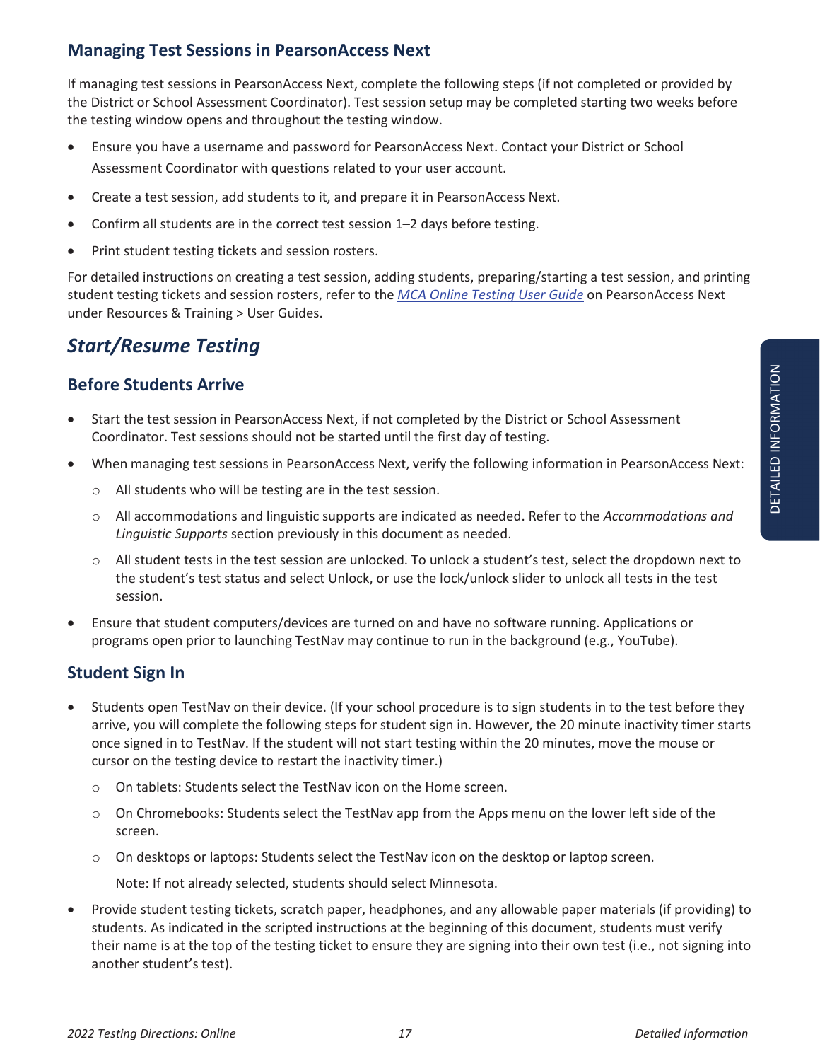## Managing Test Sessions in PearsonAccess Next

If managing test sessions in PearsonAccess Next, complete the following steps (if not completed or provided by the District or School Assessment Coordinator). Test session setup may be completed starting two weeks before the testing window opens and throughout the testing window.

- Ensure you have a username and password for PearsonAccess Next. Contact your District or School Assessment Coordinator with questions related to your user account.
- Create a test session, add students to it, and prepare it in PearsonAccess Next.
- Confirm all students are in the correct test session 1–2 days before testing.
- Print student testing tickets and session rosters.

For detailed instructions on creating a test session, adding students, preparing/starting a test session, and printing student testing tickets and session rosters, refer to the *MCA Online Testing User Guide* on PearsonAccess Next under Resources & Training > User Guides.

# *Start/Resume Testing*

## Before Students Arrive

- Start the test session in PearsonAccess Next, if not completed by the District or School Assessment Coordinator. Test sessions should not be started until the first day of testing.
- When managing test sessions in PearsonAccess Next, verify the following information in PearsonAccess Next:
  - All students who will be testing are in the test session.
  - All accommodations and linguistic supports are indicated as needed. Refer to the *Accommodations and Linguistic Supports* section previously in this document as needed.
  - All student tests in the test session are unlocked. To unlock a student's test, select the dropdown next to the student's test status and select Unlock, or use the lock/unlock slider to unlock all tests in the test session.
- Ensure that student computers/devices are turned on and have no software running. Applications or programs open prior to launching TestNav may continue to run in the background (e.g., YouTube).

## Student Sign In

- Students open TestNav on their device. (If your school procedure is to sign students in to the test before they arrive, you will complete the following steps for student sign in. However, the 20 minute inactivity timer starts once signed in to TestNav. If the student will not start testing within the 20 minutes, move the mouse or cursor on the testing device to restart the inactivity timer.)
  - On tablets: Students select the TestNav icon on the Home screen.
  - On Chromebooks: Students select the TestNav app from the Apps menu on the lower left side of the screen.
  - On desktops or laptops: Students select the TestNav icon on the desktop or laptop screen.

    Note: If not already selected, students should select Minnesota.
- Provide student testing tickets, scratch paper, headphones, and any allowable paper materials (if providing) to students. As indicated in the scripted instructions at the beginning of this document, students must verify their name is at the top of the testing ticket to ensure they are signing into their own test (i.e., not signing into another student's test).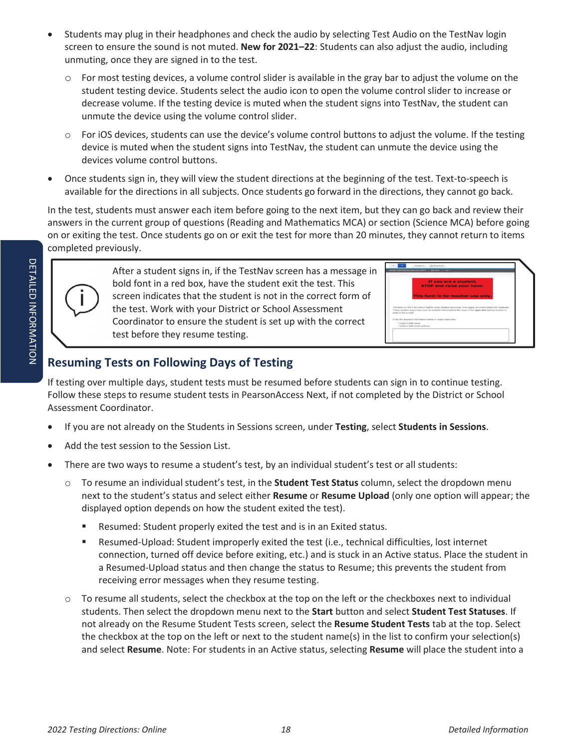- Students may plug in their headphones and check the audio by selecting Test Audio on the TestNav login screen to ensure the sound is not muted. **New for 2021–22**: Students can also adjust the audio, including unmuting, once they are signed in to the test.
  - For most testing devices, a volume control slider is available in the gray bar to adjust the volume on the student testing device. Students select the audio icon to open the volume control slider to increase or decrease volume. If the testing device is muted when the student signs into TestNav, the student can unmute the device using the volume control slider.
  - For iOS devices, students can use the device's volume control buttons to adjust the volume. If the testing device is muted when the student signs into TestNav, the student can unmute the device using the devices volume control buttons.
- Once students sign in, they will view the student directions at the beginning of the test. Text-to-speech is available for the directions in all subjects. Once students go forward in the directions, they cannot go back.

In the test, students must answer each item before going to the next item, but they can go back and review their answers in the current group of questions (Reading and Mathematics MCA) or section (Science MCA) before going on or exiting the test. Once students go on or exit the test for more than 20 minutes, they cannot return to items completed previously.

After a student signs in, if the TestNav screen has a message in bold font in a red box, have the student exit the test. This screen indicates that the student is not in the correct form of the test. Work with your District or School Assessment Coordinator to ensure the student is set up with the correct test before they resume testing.

## Resuming Tests on Following Days of Testing

If testing over multiple days, student tests must be resumed before students can sign in to continue testing. Follow these steps to resume student tests in PearsonAccess Next, if not completed by the District or School Assessment Coordinator.

- If you are not already on the Students in Sessions screen, under **Testing**, select **Students in Sessions**.
- Add the test session to the Session List.
- There are two ways to resume a student's test, by an individual student's test or all students:
  - To resume an individual student's test, in the **Student Test Status** column, select the dropdown menu next to the student's status and select either **Resume** or **Resume Upload** (only one option will appear; the displayed option depends on how the student exited the test).
    - Resumed: Student properly exited the test and is in an Exited status.
    - Resumed-Upload: Student improperly exited the test (i.e., technical difficulties, lost internet connection, turned off device before exiting, etc.) and is stuck in an Active status. Place the student in a Resumed-Upload status and then change the status to Resume; this prevents the student from receiving error messages when they resume testing.
  - To resume all students, select the checkbox at the top on the left or the checkboxes next to individual students. Then select the dropdown menu next to the **Start** button and select **Student Test Statuses**. If not already on the Resume Student Tests screen, select the **Resume Student Tests** tab at the top. Select the checkbox at the top on the left or next to the student name(s) in the list to confirm your selection(s) and select **Resume**. Note: For students in an Active status, selecting **Resume** will place the student into a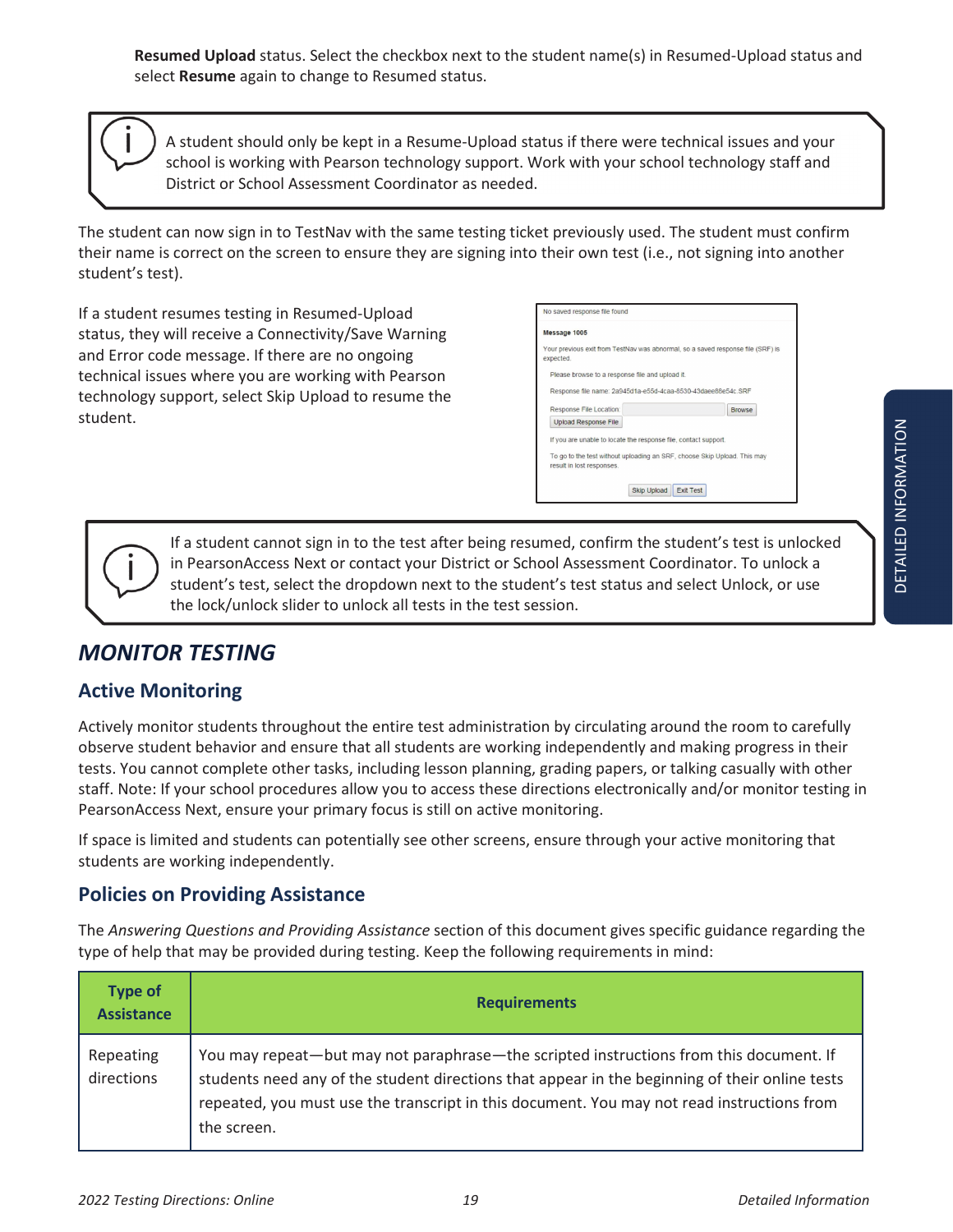**Resumed Upload** status. Select the checkbox next to the student name(s) in Resumed-Upload status and select **Resume** again to change to Resumed status.

> A student should only be kept in a Resume-Upload status if there were technical issues and your school is working with Pearson technology support. Work with your school technology staff and District or School Assessment Coordinator as needed.

The student can now sign in to TestNav with the same testing ticket previously used. The student must confirm their name is correct on the screen to ensure they are signing into their own test (i.e., not signing into another student's test).

If a student resumes testing in Resumed-Upload status, they will receive a Connectivity/Save Warning and Error code message. If there are no ongoing technical issues where you are working with Pearson technology support, select Skip Upload to resume the student.

> No saved response file found
>
> **Message 1005**
>
> Your previous exit from TestNav was abnormal, so a saved response file (SRF) is expected.
>
> Please browse to a response file and upload it.
>
> Response file name: 2a945d1a-e55d-4caa-8530-43daee86e54c.SRF
>
> Response File Location: [Browse]
>
> [Upload Response File]
>
> If you are unable to locate the response file, contact support.
>
> To go to the test without uploading an SRF, choose Skip Upload. This may result in lost responses.
>
> [Skip Upload] [Exit Test]

> If a student cannot sign in to the test after being resumed, confirm the student's test is unlocked in PearsonAccess Next or contact your District or School Assessment Coordinator. To unlock a student's test, select the dropdown next to the student's test status and select Unlock, or use the lock/unlock slider to unlock all tests in the test session.

## *MONITOR TESTING*

### Active Monitoring

Actively monitor students throughout the entire test administration by circulating around the room to carefully observe student behavior and ensure that all students are working independently and making progress in their tests. You cannot complete other tasks, including lesson planning, grading papers, or talking casually with other staff. Note: If your school procedures allow you to access these directions electronically and/or monitor testing in PearsonAccess Next, ensure your primary focus is still on active monitoring.

If space is limited and students can potentially see other screens, ensure through your active monitoring that students are working independently.

### Policies on Providing Assistance

The *Answering Questions and Providing Assistance* section of this document gives specific guidance regarding the type of help that may be provided during testing. Keep the following requirements in mind:

| Type of Assistance | Requirements |
|---|---|
| Repeating directions | You may repeat—but may not paraphrase—the scripted instructions from this document. If students need any of the student directions that appear in the beginning of their online tests repeated, you must use the transcript in this document. You may not read instructions from the screen. |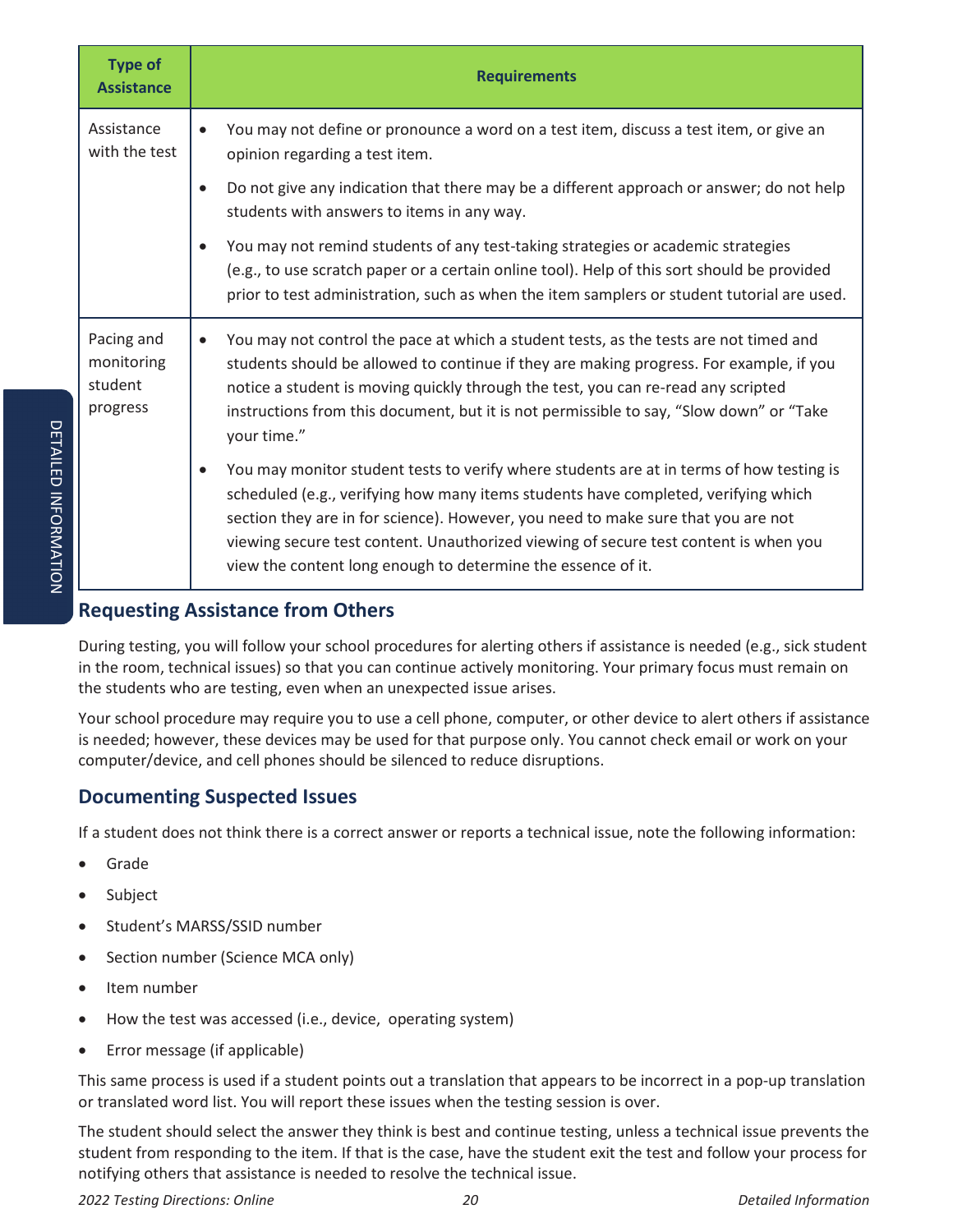| Type of Assistance | Requirements |
|---|---|
| Assistance with the test | • You may not define or pronounce a word on a test item, discuss a test item, or give an opinion regarding a test item.<br>• Do not give any indication that there may be a different approach or answer; do not help students with answers to items in any way.<br>• You may not remind students of any test-taking strategies or academic strategies (e.g., to use scratch paper or a certain online tool). Help of this sort should be provided prior to test administration, such as when the item samplers or student tutorial are used. |
| Pacing and monitoring student progress | • You may not control the pace at which a student tests, as the tests are not timed and students should be allowed to continue if they are making progress. For example, if you notice a student is moving quickly through the test, you can re-read any scripted instructions from this document, but it is not permissible to say, "Slow down" or "Take your time."<br>• You may monitor student tests to verify where students are at in terms of how testing is scheduled (e.g., verifying how many items students have completed, verifying which section they are in for science). However, you need to make sure that you are not viewing secure test content. Unauthorized viewing of secure test content is when you view the content long enough to determine the essence of it. |

## Requesting Assistance from Others

During testing, you will follow your school procedures for alerting others if assistance is needed (e.g., sick student in the room, technical issues) so that you can continue actively monitoring. Your primary focus must remain on the students who are testing, even when an unexpected issue arises.

Your school procedure may require you to use a cell phone, computer, or other device to alert others if assistance is needed; however, these devices may be used for that purpose only. You cannot check email or work on your computer/device, and cell phones should be silenced to reduce disruptions.

## Documenting Suspected Issues

If a student does not think there is a correct answer or reports a technical issue, note the following information:

- Grade
- Subject
- Student's MARSS/SSID number
- Section number (Science MCA only)
- Item number
- How the test was accessed (i.e., device, operating system)
- Error message (if applicable)

This same process is used if a student points out a translation that appears to be incorrect in a pop-up translation or translated word list. You will report these issues when the testing session is over.

The student should select the answer they think is best and continue testing, unless a technical issue prevents the student from responding to the item. If that is the case, have the student exit the test and follow your process for notifying others that assistance is needed to resolve the technical issue.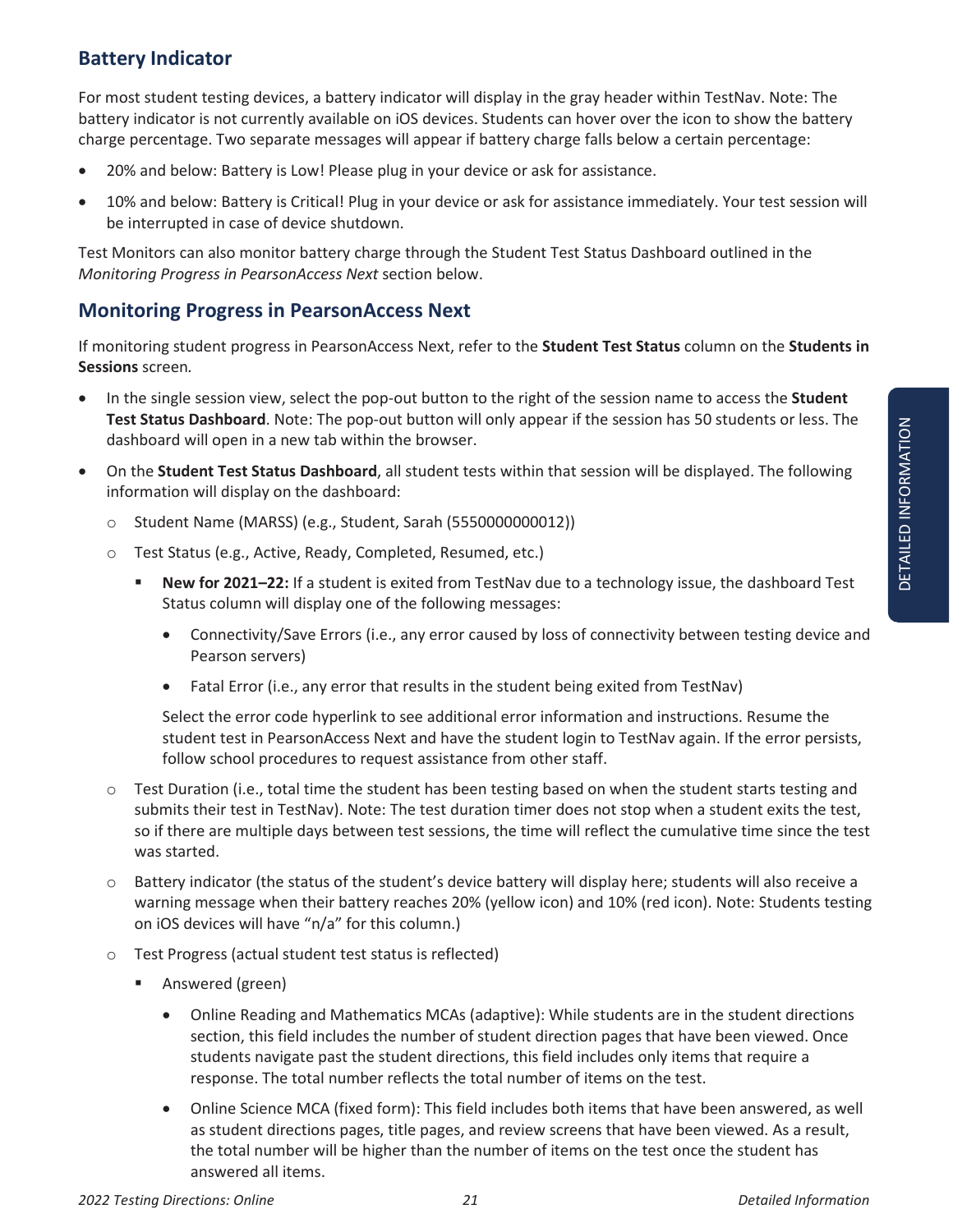## Battery Indicator

For most student testing devices, a battery indicator will display in the gray header within TestNav. Note: The battery indicator is not currently available on iOS devices. Students can hover over the icon to show the battery charge percentage. Two separate messages will appear if battery charge falls below a certain percentage:

- 20% and below: Battery is Low! Please plug in your device or ask for assistance.
- 10% and below: Battery is Critical! Plug in your device or ask for assistance immediately. Your test session will be interrupted in case of device shutdown.

Test Monitors can also monitor battery charge through the Student Test Status Dashboard outlined in the *Monitoring Progress in PearsonAccess Next* section below.

## Monitoring Progress in PearsonAccess Next

If monitoring student progress in PearsonAccess Next, refer to the **Student Test Status** column on the **Students in Sessions** screen.

- In the single session view, select the pop-out button to the right of the session name to access the **Student Test Status Dashboard**. Note: The pop-out button will only appear if the session has 50 students or less. The dashboard will open in a new tab within the browser.
- On the **Student Test Status Dashboard**, all student tests within that session will be displayed. The following information will display on the dashboard:
  - Student Name (MARSS) (e.g., Student, Sarah (5550000000012))
  - Test Status (e.g., Active, Ready, Completed, Resumed, etc.)
    - **New for 2021–22:** If a student is exited from TestNav due to a technology issue, the dashboard Test Status column will display one of the following messages:
      - Connectivity/Save Errors (i.e., any error caused by loss of connectivity between testing device and Pearson servers)
      - Fatal Error (i.e., any error that results in the student being exited from TestNav)

      Select the error code hyperlink to see additional error information and instructions. Resume the student test in PearsonAccess Next and have the student login to TestNav again. If the error persists, follow school procedures to request assistance from other staff.
  - Test Duration (i.e., total time the student has been testing based on when the student starts testing and submits their test in TestNav). Note: The test duration timer does not stop when a student exits the test, so if there are multiple days between test sessions, the time will reflect the cumulative time since the test was started.
  - Battery indicator (the status of the student's device battery will display here; students will also receive a warning message when their battery reaches 20% (yellow icon) and 10% (red icon). Note: Students testing on iOS devices will have "n/a" for this column.)
  - Test Progress (actual student test status is reflected)
    - Answered (green)
      - Online Reading and Mathematics MCAs (adaptive): While students are in the student directions section, this field includes the number of student direction pages that have been viewed. Once students navigate past the student directions, this field includes only items that require a response. The total number reflects the total number of items on the test.
      - Online Science MCA (fixed form): This field includes both items that have been answered, as well as student directions pages, title pages, and review screens that have been viewed. As a result, the total number will be higher than the number of items on the test once the student has answered all items.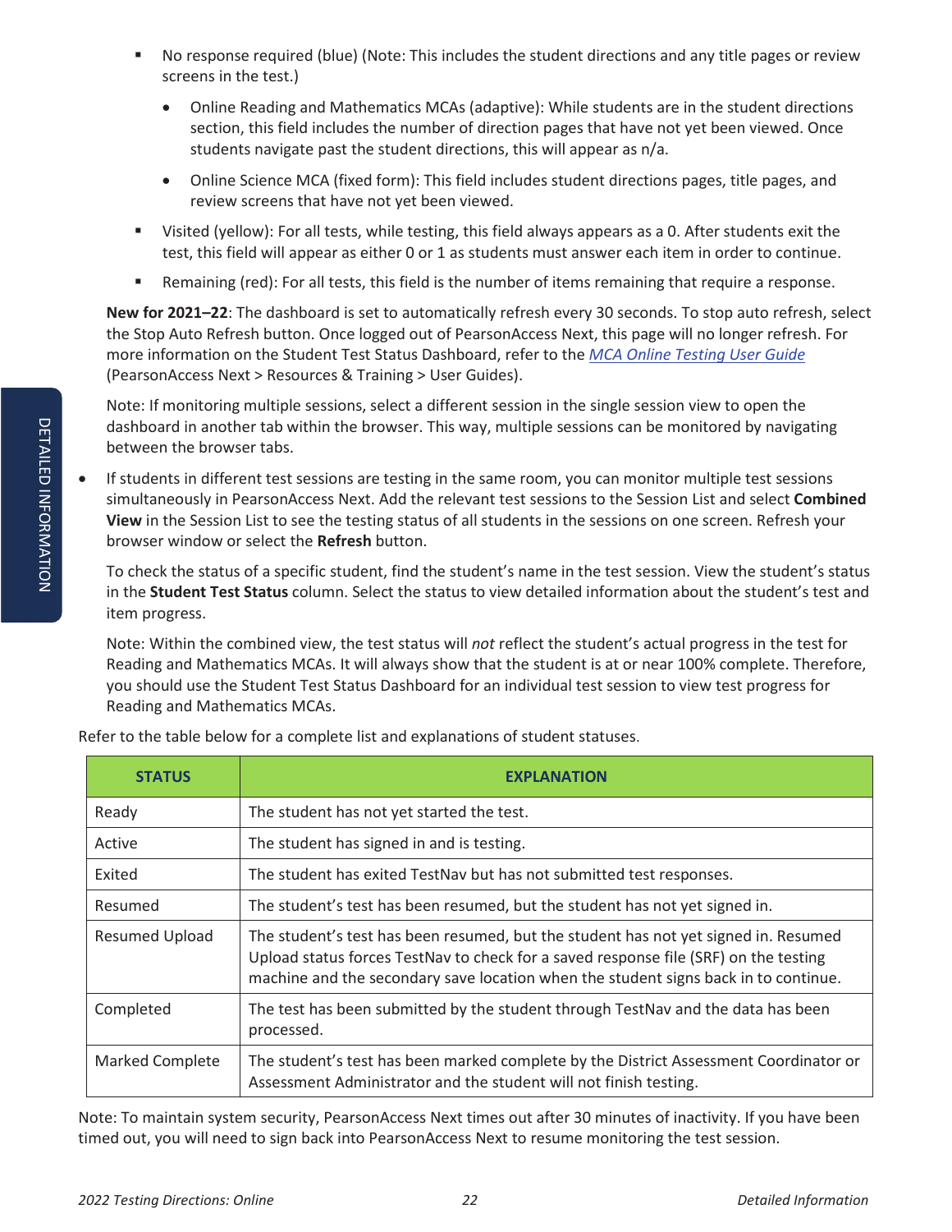- No response required (blue) (Note: This includes the student directions and any title pages or review screens in the test.)
  - Online Reading and Mathematics MCAs (adaptive): While students are in the student directions section, this field includes the number of direction pages that have not yet been viewed. Once students navigate past the student directions, this will appear as n/a.
  - Online Science MCA (fixed form): This field includes student directions pages, title pages, and review screens that have not yet been viewed.
- Visited (yellow): For all tests, while testing, this field always appears as a 0. After students exit the test, this field will appear as either 0 or 1 as students must answer each item in order to continue.
- Remaining (red): For all tests, this field is the number of items remaining that require a response.

**New for 2021–22**: The dashboard is set to automatically refresh every 30 seconds. To stop auto refresh, select the Stop Auto Refresh button. Once logged out of PearsonAccess Next, this page will no longer refresh. For more information on the Student Test Status Dashboard, refer to the *MCA Online Testing User Guide* (PearsonAccess Next > Resources & Training > User Guides).

Note: If monitoring multiple sessions, select a different session in the single session view to open the dashboard in another tab within the browser. This way, multiple sessions can be monitored by navigating between the browser tabs.

- If students in different test sessions are testing in the same room, you can monitor multiple test sessions simultaneously in PearsonAccess Next. Add the relevant test sessions to the Session List and select **Combined View** in the Session List to see the testing status of all students in the sessions on one screen. Refresh your browser window or select the **Refresh** button.

  To check the status of a specific student, find the student's name in the test session. View the student's status in the **Student Test Status** column. Select the status to view detailed information about the student's test and item progress.

  Note: Within the combined view, the test status will *not* reflect the student's actual progress in the test for Reading and Mathematics MCAs. It will always show that the student is at or near 100% complete. Therefore, you should use the Student Test Status Dashboard for an individual test session to view test progress for Reading and Mathematics MCAs.

Refer to the table below for a complete list and explanations of student statuses.

| STATUS | EXPLANATION |
|---|---|
| Ready | The student has not yet started the test. |
| Active | The student has signed in and is testing. |
| Exited | The student has exited TestNav but has not submitted test responses. |
| Resumed | The student's test has been resumed, but the student has not yet signed in. |
| Resumed Upload | The student's test has been resumed, but the student has not yet signed in. Resumed Upload status forces TestNav to check for a saved response file (SRF) on the testing machine and the secondary save location when the student signs back in to continue. |
| Completed | The test has been submitted by the student through TestNav and the data has been processed. |
| Marked Complete | The student's test has been marked complete by the District Assessment Coordinator or Assessment Administrator and the student will not finish testing. |

Note: To maintain system security, PearsonAccess Next times out after 30 minutes of inactivity. If you have been timed out, you will need to sign back into PearsonAccess Next to resume monitoring the test session.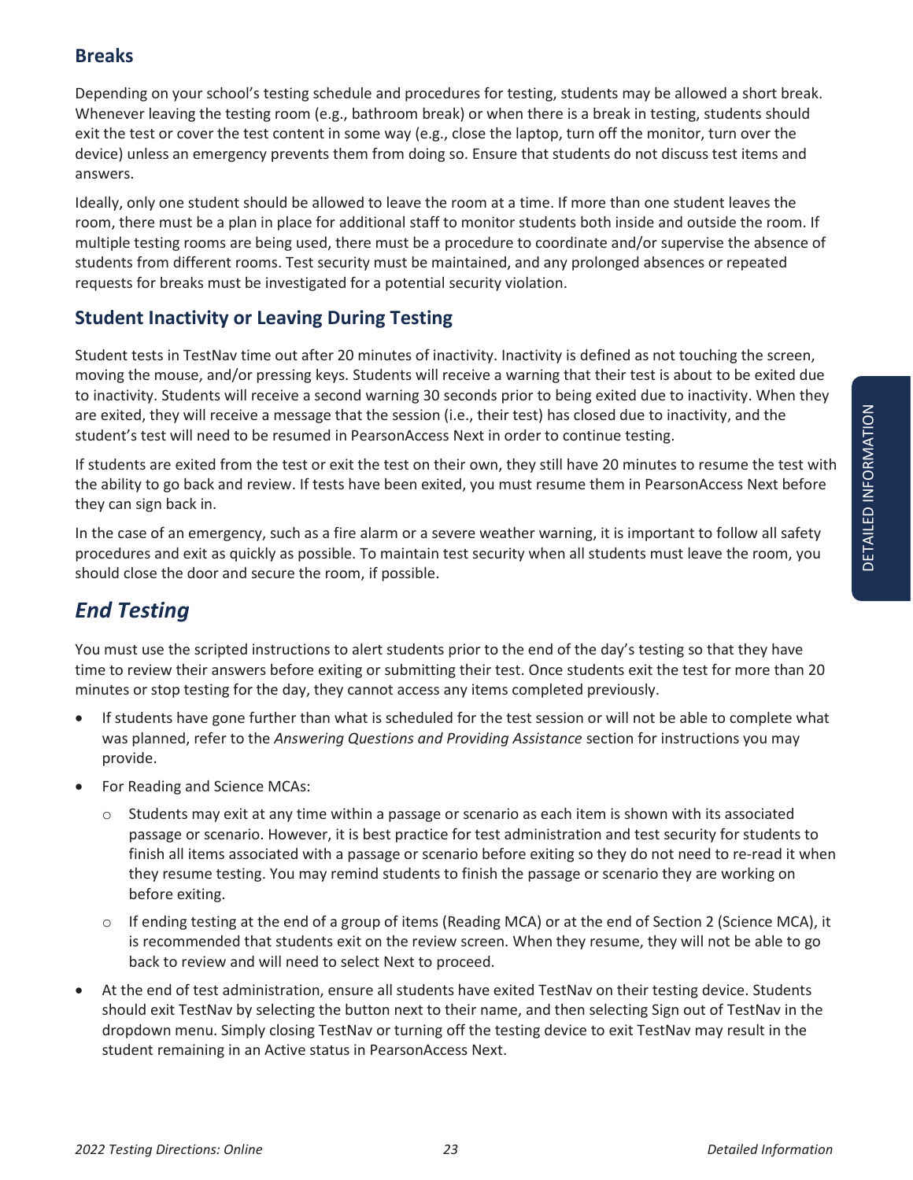### Breaks

Depending on your school's testing schedule and procedures for testing, students may be allowed a short break. Whenever leaving the testing room (e.g., bathroom break) or when there is a break in testing, students should exit the test or cover the test content in some way (e.g., close the laptop, turn off the monitor, turn over the device) unless an emergency prevents them from doing so. Ensure that students do not discuss test items and answers.

Ideally, only one student should be allowed to leave the room at a time. If more than one student leaves the room, there must be a plan in place for additional staff to monitor students both inside and outside the room. If multiple testing rooms are being used, there must be a procedure to coordinate and/or supervise the absence of students from different rooms. Test security must be maintained, and any prolonged absences or repeated requests for breaks must be investigated for a potential security violation.

### Student Inactivity or Leaving During Testing

Student tests in TestNav time out after 20 minutes of inactivity. Inactivity is defined as not touching the screen, moving the mouse, and/or pressing keys. Students will receive a warning that their test is about to be exited due to inactivity. Students will receive a second warning 30 seconds prior to being exited due to inactivity. When they are exited, they will receive a message that the session (i.e., their test) has closed due to inactivity, and the student's test will need to be resumed in PearsonAccess Next in order to continue testing.

If students are exited from the test or exit the test on their own, they still have 20 minutes to resume the test with the ability to go back and review. If tests have been exited, you must resume them in PearsonAccess Next before they can sign back in.

In the case of an emergency, such as a fire alarm or a severe weather warning, it is important to follow all safety procedures and exit as quickly as possible. To maintain test security when all students must leave the room, you should close the door and secure the room, if possible.

## *End Testing*

You must use the scripted instructions to alert students prior to the end of the day's testing so that they have time to review their answers before exiting or submitting their test. Once students exit the test for more than 20 minutes or stop testing for the day, they cannot access any items completed previously.

- If students have gone further than what is scheduled for the test session or will not be able to complete what was planned, refer to the *Answering Questions and Providing Assistance* section for instructions you may provide.
- For Reading and Science MCAs:
  - Students may exit at any time within a passage or scenario as each item is shown with its associated passage or scenario. However, it is best practice for test administration and test security for students to finish all items associated with a passage or scenario before exiting so they do not need to re-read it when they resume testing. You may remind students to finish the passage or scenario they are working on before exiting.
  - If ending testing at the end of a group of items (Reading MCA) or at the end of Section 2 (Science MCA), it is recommended that students exit on the review screen. When they resume, they will not be able to go back to review and will need to select Next to proceed.
- At the end of test administration, ensure all students have exited TestNav on their testing device. Students should exit TestNav by selecting the button next to their name, and then selecting Sign out of TestNav in the dropdown menu. Simply closing TestNav or turning off the testing device to exit TestNav may result in the student remaining in an Active status in PearsonAccess Next.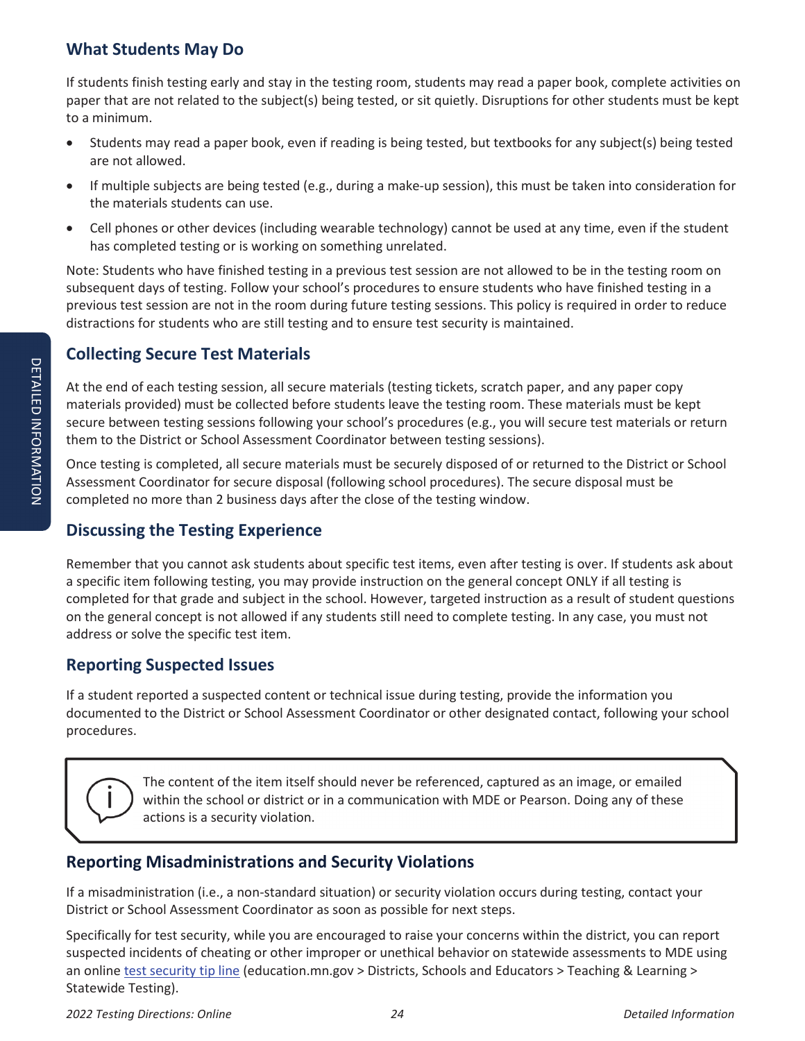## What Students May Do

If students finish testing early and stay in the testing room, students may read a paper book, complete activities on paper that are not related to the subject(s) being tested, or sit quietly. Disruptions for other students must be kept to a minimum.

- Students may read a paper book, even if reading is being tested, but textbooks for any subject(s) being tested are not allowed.
- If multiple subjects are being tested (e.g., during a make-up session), this must be taken into consideration for the materials students can use.
- Cell phones or other devices (including wearable technology) cannot be used at any time, even if the student has completed testing or is working on something unrelated.

Note: Students who have finished testing in a previous test session are not allowed to be in the testing room on subsequent days of testing. Follow your school's procedures to ensure students who have finished testing in a previous test session are not in the room during future testing sessions. This policy is required in order to reduce distractions for students who are still testing and to ensure test security is maintained.

## Collecting Secure Test Materials

At the end of each testing session, all secure materials (testing tickets, scratch paper, and any paper copy materials provided) must be collected before students leave the testing room. These materials must be kept secure between testing sessions following your school's procedures (e.g., you will secure test materials or return them to the District or School Assessment Coordinator between testing sessions).

Once testing is completed, all secure materials must be securely disposed of or returned to the District or School Assessment Coordinator for secure disposal (following school procedures). The secure disposal must be completed no more than 2 business days after the close of the testing window.

## Discussing the Testing Experience

Remember that you cannot ask students about specific test items, even after testing is over. If students ask about a specific item following testing, you may provide instruction on the general concept ONLY if all testing is completed for that grade and subject in the school. However, targeted instruction as a result of student questions on the general concept is not allowed if any students still need to complete testing. In any case, you must not address or solve the specific test item.

## Reporting Suspected Issues

If a student reported a suspected content or technical issue during testing, provide the information you documented to the District or School Assessment Coordinator or other designated contact, following your school procedures.

> The content of the item itself should never be referenced, captured as an image, or emailed within the school or district or in a communication with MDE or Pearson. Doing any of these actions is a security violation.

## Reporting Misadministrations and Security Violations

If a misadministration (i.e., a non-standard situation) or security violation occurs during testing, contact your District or School Assessment Coordinator as soon as possible for next steps.

Specifically for test security, while you are encouraged to raise your concerns within the district, you can report suspected incidents of cheating or other improper or unethical behavior on statewide assessments to MDE using an online test security tip line (education.mn.gov > Districts, Schools and Educators > Teaching & Learning > Statewide Testing).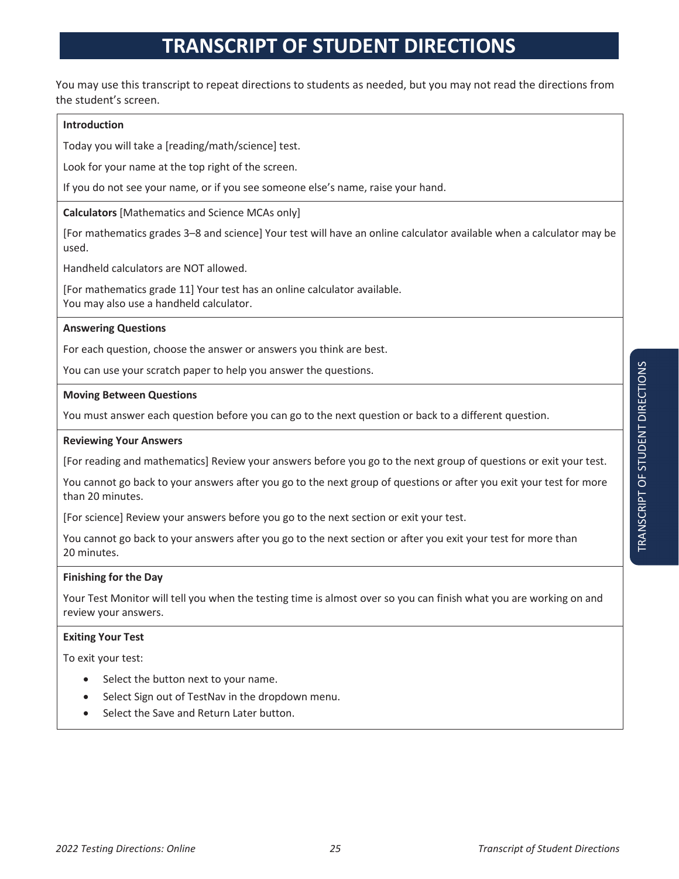# TRANSCRIPT OF STUDENT DIRECTIONS

You may use this transcript to repeat directions to students as needed, but you may not read the directions from the student's screen.

**Introduction**

Today you will take a [reading/math/science] test.

Look for your name at the top right of the screen.

If you do not see your name, or if you see someone else's name, raise your hand.

**Calculators** [Mathematics and Science MCAs only]

[For mathematics grades 3–8 and science] Your test will have an online calculator available when a calculator may be used.

Handheld calculators are NOT allowed.

[For mathematics grade 11] Your test has an online calculator available.
You may also use a handheld calculator.

**Answering Questions**

For each question, choose the answer or answers you think are best.

You can use your scratch paper to help you answer the questions.

**Moving Between Questions**

You must answer each question before you can go to the next question or back to a different question.

**Reviewing Your Answers**

[For reading and mathematics] Review your answers before you go to the next group of questions or exit your test.

You cannot go back to your answers after you go to the next group of questions or after you exit your test for more than 20 minutes.

[For science] Review your answers before you go to the next section or exit your test.

You cannot go back to your answers after you go to the next section or after you exit your test for more than 20 minutes.

**Finishing for the Day**

Your Test Monitor will tell you when the testing time is almost over so you can finish what you are working on and review your answers.

**Exiting Your Test**

To exit your test:

- Select the button next to your name.
- Select Sign out of TestNav in the dropdown menu.
- Select the Save and Return Later button.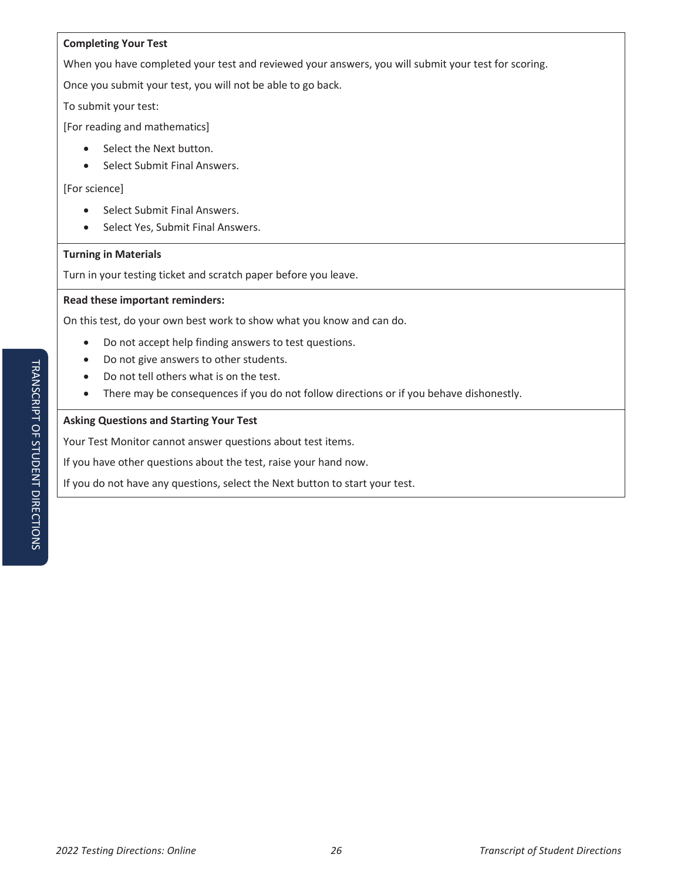**Completing Your Test**

When you have completed your test and reviewed your answers, you will submit your test for scoring.

Once you submit your test, you will not be able to go back.

To submit your test:

[For reading and mathematics]

- Select the Next button.
- Select Submit Final Answers.

[For science]

- Select Submit Final Answers.
- Select Yes, Submit Final Answers.

**Turning in Materials**

Turn in your testing ticket and scratch paper before you leave.

**Read these important reminders:**

On this test, do your own best work to show what you know and can do.

- Do not accept help finding answers to test questions.
- Do not give answers to other students.
- Do not tell others what is on the test.
- There may be consequences if you do not follow directions or if you behave dishonestly.

**Asking Questions and Starting Your Test**

Your Test Monitor cannot answer questions about test items.

If you have other questions about the test, raise your hand now.

If you do not have any questions, select the Next button to start your test.